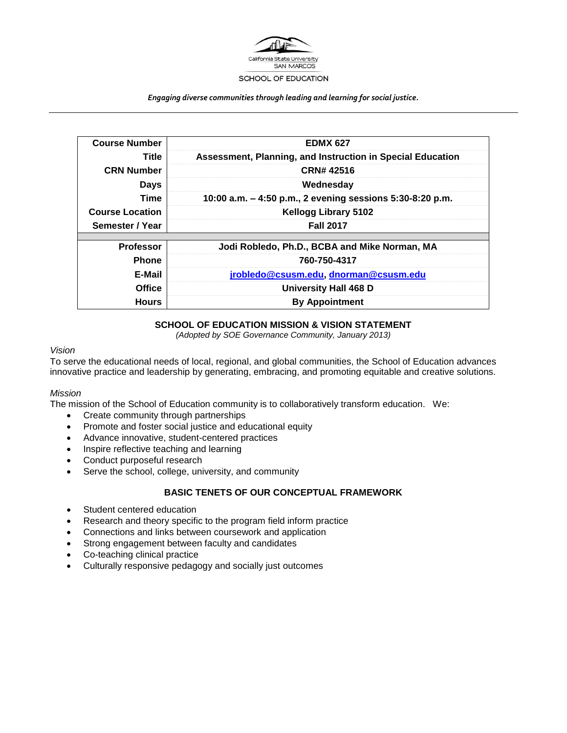California State University SAN MARCOS

SCHOOL OF EDUCATION

*Engaging diverse communities through leading and learning for social justice.*

| | |
|---|---|
| **Course Number** | **EDMX 627** |
| **Title** | **Assessment, Planning, and Instruction in Special Education** |
| **CRN Number** | **CRN# 42516** |
| **Days** | **Wednesday** |
| **Time** | **10:00 a.m. – 4:50 p.m., 2 evening sessions 5:30-8:20 p.m.** |
| **Course Location** | **Kellogg Library 5102** |
| **Semester / Year** | **Fall 2017** |
| | |
| **Professor** | **Jodi Robledo, Ph.D., BCBA and Mike Norman, MA** |
| **Phone** | **760-750-4317** |
| **E-Mail** | **jrobledo@csusm.edu, dnorman@csusm.edu** |
| **Office** | **University Hall 468 D** |
| **Hours** | **By Appointment** |

## SCHOOL OF EDUCATION MISSION & VISION STATEMENT

*(Adopted by SOE Governance Community, January 2013)*

*Vision*

To serve the educational needs of local, regional, and global communities, the School of Education advances innovative practice and leadership by generating, embracing, and promoting equitable and creative solutions.

*Mission*

The mission of the School of Education community is to collaboratively transform education. We:

- Create community through partnerships
- Promote and foster social justice and educational equity
- Advance innovative, student-centered practices
- Inspire reflective teaching and learning
- Conduct purposeful research
- Serve the school, college, university, and community

## BASIC TENETS OF OUR CONCEPTUAL FRAMEWORK

- Student centered education
- Research and theory specific to the program field inform practice
- Connections and links between coursework and application
- Strong engagement between faculty and candidates
- Co-teaching clinical practice
- Culturally responsive pedagogy and socially just outcomes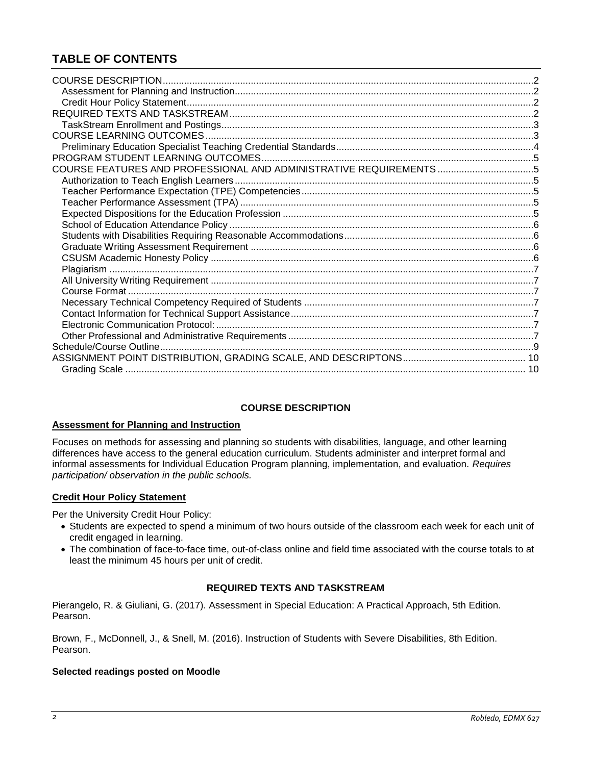# TABLE OF CONTENTS

COURSE DESCRIPTION ... 2
- Assessment for Planning and Instruction ... 2
- Credit Hour Policy Statement ... 2

REQUIRED TEXTS AND TASKSTREAM ... 2
- TaskStream Enrollment and Postings ... 3

COURSE LEARNING OUTCOMES ... 3
- Preliminary Education Specialist Teaching Credential Standards ... 4

PROGRAM STUDENT LEARNING OUTCOMES ... 5

COURSE FEATURES AND PROFESSIONAL AND ADMINISTRATIVE REQUIREMENTS ... 5
- Authorization to Teach English Learners ... 5
- Teacher Performance Expectation (TPE) Competencies ... 5
- Teacher Performance Assessment (TPA) ... 5
- Expected Dispositions for the Education Profession ... 5
- School of Education Attendance Policy ... 6
- Students with Disabilities Requiring Reasonable Accommodations ... 6
- Graduate Writing Assessment Requirement ... 6
- CSUSM Academic Honesty Policy ... 6
- Plagiarism ... 7
- All University Writing Requirement ... 7
- Course Format ... 7
- Necessary Technical Competency Required of Students ... 7
- Contact Information for Technical Support Assistance ... 7
- Electronic Communication Protocol: ... 7
- Other Professional and Administrative Requirements ... 7

Schedule/Course Outline ... 9

ASSIGNMENT POINT DISTRIBUTION, GRADING SCALE, AND DESCRIPTONS ... 10
- Grading Scale ... 10

## COURSE DESCRIPTION

### Assessment for Planning and Instruction

Focuses on methods for assessing and planning so students with disabilities, language, and other learning differences have access to the general education curriculum. Students administer and interpret formal and informal assessments for Individual Education Program planning, implementation, and evaluation. *Requires participation/ observation in the public schools.*

### Credit Hour Policy Statement

Per the University Credit Hour Policy:

- Students are expected to spend a minimum of two hours outside of the classroom each week for each unit of credit engaged in learning.
- The combination of face-to-face time, out-of-class online and field time associated with the course totals to at least the minimum 45 hours per unit of credit.

## REQUIRED TEXTS AND TASKSTREAM

Pierangelo, R. & Giuliani, G. (2017). Assessment in Special Education: A Practical Approach, 5th Edition. Pearson.

Brown, F., McDonnell, J., & Snell, M. (2016). Instruction of Students with Severe Disabilities, 8th Edition. Pearson.

**Selected readings posted on Moodle**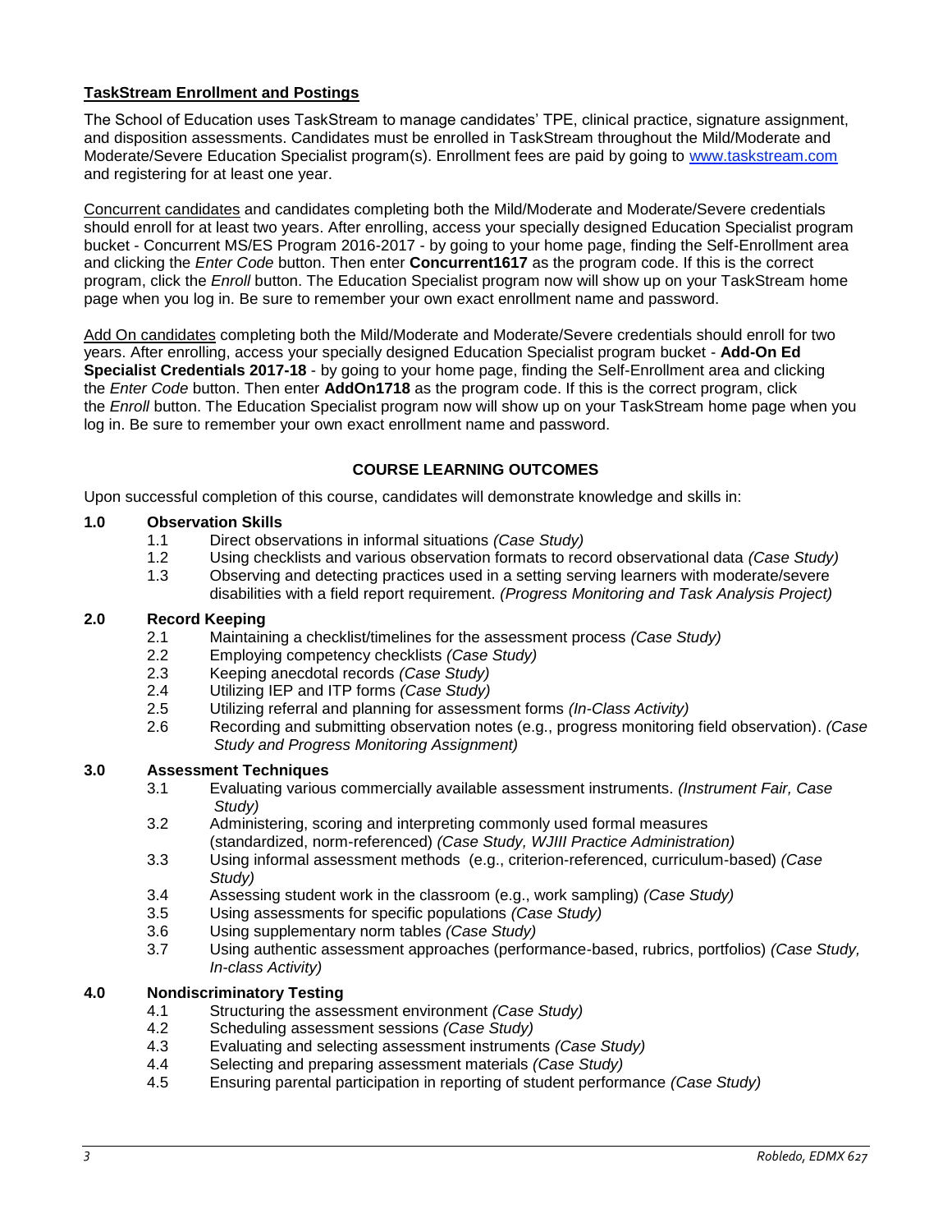**<u>TaskStream Enrollment and Postings</u>**

The School of Education uses TaskStream to manage candidates' TPE, clinical practice, signature assignment, and disposition assessments. Candidates must be enrolled in TaskStream throughout the Mild/Moderate and Moderate/Severe Education Specialist program(s). Enrollment fees are paid by going to [www.taskstream.com](http://www.taskstream.com) and registering for at least one year.

<u>Concurrent candidates</u> and candidates completing both the Mild/Moderate and Moderate/Severe credentials should enroll for at least two years. After enrolling, access your specially designed Education Specialist program bucket - Concurrent MS/ES Program 2016-2017 - by going to your home page, finding the Self-Enrollment area and clicking the *Enter Code* button. Then enter **Concurrent1617** as the program code. If this is the correct program, click the *Enroll* button. The Education Specialist program now will show up on your TaskStream home page when you log in. Be sure to remember your own exact enrollment name and password.

<u>Add On candidates</u> completing both the Mild/Moderate and Moderate/Severe credentials should enroll for two years. After enrolling, access your specially designed Education Specialist program bucket - **Add-On Ed Specialist Credentials 2017-18** - by going to your home page, finding the Self-Enrollment area and clicking the *Enter Code* button. Then enter **AddOn1718** as the program code. If this is the correct program, click the *Enroll* button. The Education Specialist program now will show up on your TaskStream home page when you log in. Be sure to remember your own exact enrollment name and password.

## COURSE LEARNING OUTCOMES

Upon successful completion of this course, candidates will demonstrate knowledge and skills in:

**1.0 Observation Skills**

- 1.1 Direct observations in informal situations *(Case Study)*
- 1.2 Using checklists and various observation formats to record observational data *(Case Study)*
- 1.3 Observing and detecting practices used in a setting serving learners with moderate/severe disabilities with a field report requirement. *(Progress Monitoring and Task Analysis Project)*

**2.0 Record Keeping**

- 2.1 Maintaining a checklist/timelines for the assessment process *(Case Study)*
- 2.2 Employing competency checklists *(Case Study)*
- 2.3 Keeping anecdotal records *(Case Study)*
- 2.4 Utilizing IEP and ITP forms *(Case Study)*
- 2.5 Utilizing referral and planning for assessment forms *(In-Class Activity)*
- 2.6 Recording and submitting observation notes (e.g., progress monitoring field observation). *(Case Study and Progress Monitoring Assignment)*

**3.0 Assessment Techniques**

- 3.1 Evaluating various commercially available assessment instruments. *(Instrument Fair, Case Study)*
- 3.2 Administering, scoring and interpreting commonly used formal measures (standardized, norm-referenced) *(Case Study, WJIII Practice Administration)*
- 3.3 Using informal assessment methods (e.g., criterion-referenced, curriculum-based) *(Case Study)*
- 3.4 Assessing student work in the classroom (e.g., work sampling) *(Case Study)*
- 3.5 Using assessments for specific populations *(Case Study)*
- 3.6 Using supplementary norm tables *(Case Study)*
- 3.7 Using authentic assessment approaches (performance-based, rubrics, portfolios) *(Case Study, In-class Activity)*

**4.0 Nondiscriminatory Testing**

- 4.1 Structuring the assessment environment *(Case Study)*
- 4.2 Scheduling assessment sessions *(Case Study)*
- 4.3 Evaluating and selecting assessment instruments *(Case Study)*
- 4.4 Selecting and preparing assessment materials *(Case Study)*
- 4.5 Ensuring parental participation in reporting of student performance *(Case Study)*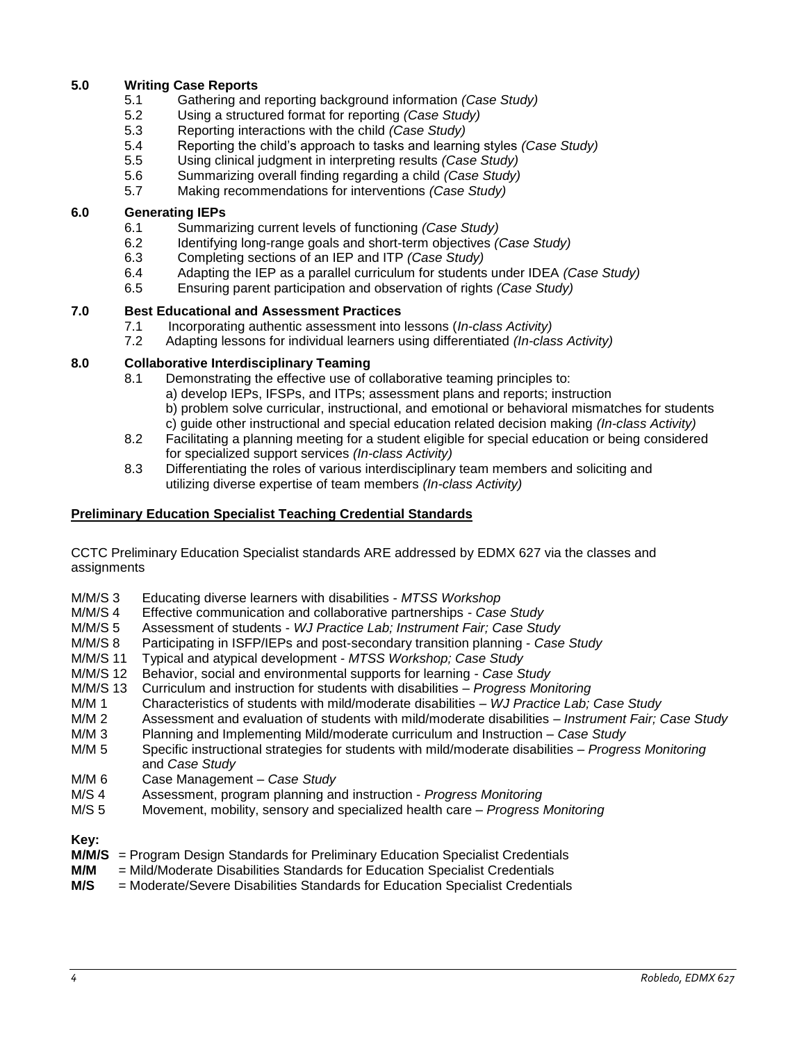**5.0 Writing Case Reports**

- 5.1 Gathering and reporting background information *(Case Study)*
- 5.2 Using a structured format for reporting *(Case Study)*
- 5.3 Reporting interactions with the child *(Case Study)*
- 5.4 Reporting the child's approach to tasks and learning styles *(Case Study)*
- 5.5 Using clinical judgment in interpreting results *(Case Study)*
- 5.6 Summarizing overall finding regarding a child *(Case Study)*
- 5.7 Making recommendations for interventions *(Case Study)*

**6.0 Generating IEPs**

- 6.1 Summarizing current levels of functioning *(Case Study)*
- 6.2 Identifying long-range goals and short-term objectives *(Case Study)*
- 6.3 Completing sections of an IEP and ITP *(Case Study)*
- 6.4 Adapting the IEP as a parallel curriculum for students under IDEA *(Case Study)*
- 6.5 Ensuring parent participation and observation of rights *(Case Study)*

**7.0 Best Educational and Assessment Practices**

- 7.1 Incorporating authentic assessment into lessons (*In-class Activity)*
- 7.2 Adapting lessons for individual learners using differentiated *(In-class Activity)*

**8.0 Collaborative Interdisciplinary Teaming**

- 8.1 Demonstrating the effective use of collaborative teaming principles to:
  a) develop IEPs, IFSPs, and ITPs; assessment plans and reports; instruction
  b) problem solve curricular, instructional, and emotional or behavioral mismatches for students
  c) guide other instructional and special education related decision making *(In-class Activity)*
- 8.2 Facilitating a planning meeting for a student eligible for special education or being considered for specialized support services *(In-class Activity)*
- 8.3 Differentiating the roles of various interdisciplinary team members and soliciting and utilizing diverse expertise of team members *(In-class Activity)*

**Preliminary Education Specialist Teaching Credential Standards**

CCTC Preliminary Education Specialist standards ARE addressed by EDMX 627 via the classes and assignments

- M/M/S 3 Educating diverse learners with disabilities - *MTSS Workshop*
- M/M/S 4 Effective communication and collaborative partnerships - *Case Study*
- M/M/S 5 Assessment of students - *WJ Practice Lab; Instrument Fair; Case Study*
- M/M/S 8 Participating in ISFP/IEPs and post-secondary transition planning - *Case Study*
- M/M/S 11 Typical and atypical development - *MTSS Workshop; Case Study*
- M/M/S 12 Behavior, social and environmental supports for learning - *Case Study*
- M/M/S 13 Curriculum and instruction for students with disabilities – *Progress Monitoring*
- M/M 1 Characteristics of students with mild/moderate disabilities – *WJ Practice Lab; Case Study*
- M/M 2 Assessment and evaluation of students with mild/moderate disabilities – *Instrument Fair; Case Study*
- M/M 3 Planning and Implementing Mild/moderate curriculum and Instruction – *Case Study*
- M/M 5 Specific instructional strategies for students with mild/moderate disabilities – *Progress Monitoring* and *Case Study*
- M/M 6 Case Management – *Case Study*
- M/S 4 Assessment, program planning and instruction - *Progress Monitoring*
- M/S 5 Movement, mobility, sensory and specialized health care – *Progress Monitoring*

**Key:**

**M/M/S** = Program Design Standards for Preliminary Education Specialist Credentials
**M/M** = Mild/Moderate Disabilities Standards for Education Specialist Credentials
**M/S** = Moderate/Severe Disabilities Standards for Education Specialist Credentials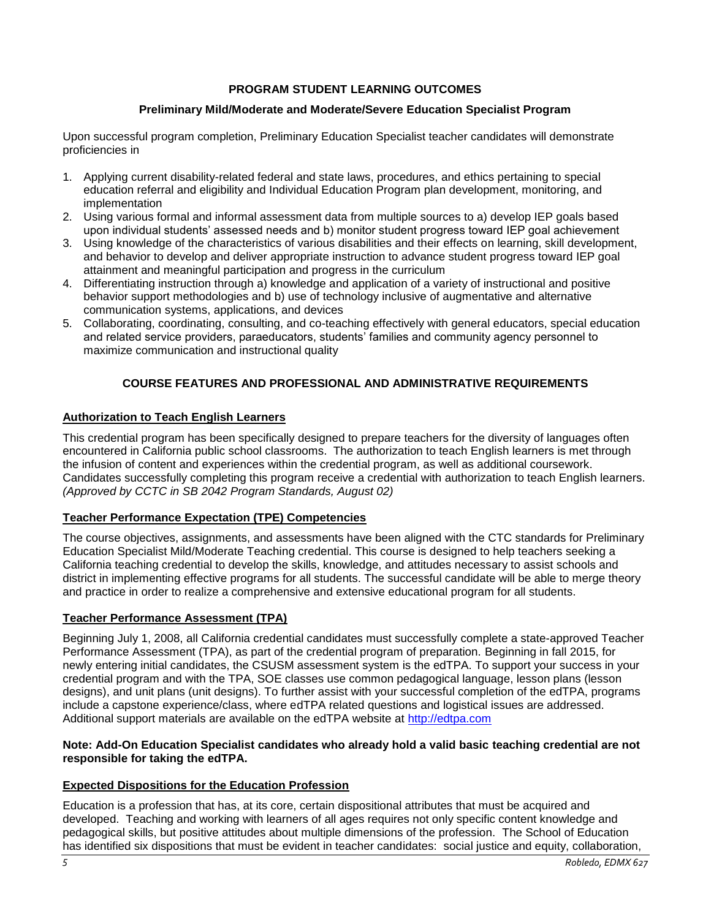## PROGRAM STUDENT LEARNING OUTCOMES

### Preliminary Mild/Moderate and Moderate/Severe Education Specialist Program

Upon successful program completion, Preliminary Education Specialist teacher candidates will demonstrate proficiencies in

1. Applying current disability-related federal and state laws, procedures, and ethics pertaining to special education referral and eligibility and Individual Education Program plan development, monitoring, and implementation
2. Using various formal and informal assessment data from multiple sources to a) develop IEP goals based upon individual students' assessed needs and b) monitor student progress toward IEP goal achievement
3. Using knowledge of the characteristics of various disabilities and their effects on learning, skill development, and behavior to develop and deliver appropriate instruction to advance student progress toward IEP goal attainment and meaningful participation and progress in the curriculum
4. Differentiating instruction through a) knowledge and application of a variety of instructional and positive behavior support methodologies and b) use of technology inclusive of augmentative and alternative communication systems, applications, and devices
5. Collaborating, coordinating, consulting, and co-teaching effectively with general educators, special education and related service providers, paraeducators, students' families and community agency personnel to maximize communication and instructional quality

## COURSE FEATURES AND PROFESSIONAL AND ADMINISTRATIVE REQUIREMENTS

### Authorization to Teach English Learners

This credential program has been specifically designed to prepare teachers for the diversity of languages often encountered in California public school classrooms. The authorization to teach English learners is met through the infusion of content and experiences within the credential program, as well as additional coursework. Candidates successfully completing this program receive a credential with authorization to teach English learners. *(Approved by CCTC in SB 2042 Program Standards, August 02)*

### Teacher Performance Expectation (TPE) Competencies

The course objectives, assignments, and assessments have been aligned with the CTC standards for Preliminary Education Specialist Mild/Moderate Teaching credential. This course is designed to help teachers seeking a California teaching credential to develop the skills, knowledge, and attitudes necessary to assist schools and district in implementing effective programs for all students. The successful candidate will be able to merge theory and practice in order to realize a comprehensive and extensive educational program for all students.

### Teacher Performance Assessment (TPA)

Beginning July 1, 2008, all California credential candidates must successfully complete a state-approved Teacher Performance Assessment (TPA), as part of the credential program of preparation. Beginning in fall 2015, for newly entering initial candidates, the CSUSM assessment system is the edTPA. To support your success in your credential program and with the TPA, SOE classes use common pedagogical language, lesson plans (lesson designs), and unit plans (unit designs). To further assist with your successful completion of the edTPA, programs include a capstone experience/class, where edTPA related questions and logistical issues are addressed. Additional support materials are available on the edTPA website at http://edtpa.com

**Note: Add-On Education Specialist candidates who already hold a valid basic teaching credential are not responsible for taking the edTPA.**

### Expected Dispositions for the Education Profession

Education is a profession that has, at its core, certain dispositional attributes that must be acquired and developed. Teaching and working with learners of all ages requires not only specific content knowledge and pedagogical skills, but positive attitudes about multiple dimensions of the profession. The School of Education has identified six dispositions that must be evident in teacher candidates: social justice and equity, collaboration,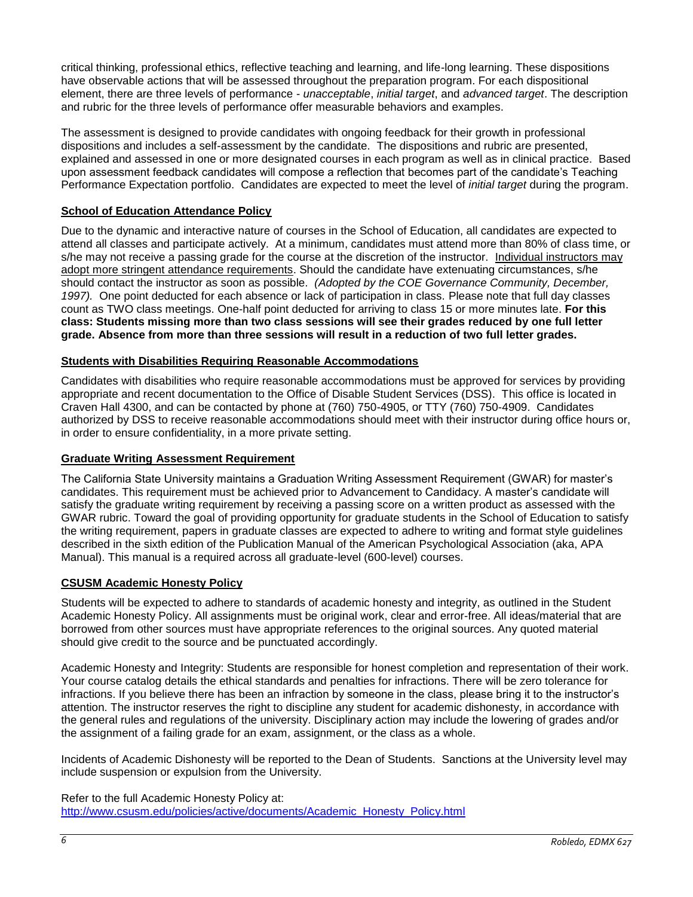critical thinking, professional ethics, reflective teaching and learning, and life-long learning. These dispositions have observable actions that will be assessed throughout the preparation program. For each dispositional element, there are three levels of performance - *unacceptable*, *initial target*, and *advanced target*. The description and rubric for the three levels of performance offer measurable behaviors and examples.

The assessment is designed to provide candidates with ongoing feedback for their growth in professional dispositions and includes a self-assessment by the candidate. The dispositions and rubric are presented, explained and assessed in one or more designated courses in each program as well as in clinical practice. Based upon assessment feedback candidates will compose a reflection that becomes part of the candidate's Teaching Performance Expectation portfolio. Candidates are expected to meet the level of *initial target* during the program.

### School of Education Attendance Policy

Due to the dynamic and interactive nature of courses in the School of Education, all candidates are expected to attend all classes and participate actively. At a minimum, candidates must attend more than 80% of class time, or s/he may not receive a passing grade for the course at the discretion of the instructor. Individual instructors may adopt more stringent attendance requirements. Should the candidate have extenuating circumstances, s/he should contact the instructor as soon as possible. *(Adopted by the COE Governance Community, December, 1997).* One point deducted for each absence or lack of participation in class. Please note that full day classes count as TWO class meetings. One-half point deducted for arriving to class 15 or more minutes late. **For this class: Students missing more than two class sessions will see their grades reduced by one full letter grade. Absence from more than three sessions will result in a reduction of two full letter grades.**

### Students with Disabilities Requiring Reasonable Accommodations

Candidates with disabilities who require reasonable accommodations must be approved for services by providing appropriate and recent documentation to the Office of Disable Student Services (DSS). This office is located in Craven Hall 4300, and can be contacted by phone at (760) 750-4905, or TTY (760) 750-4909. Candidates authorized by DSS to receive reasonable accommodations should meet with their instructor during office hours or, in order to ensure confidentiality, in a more private setting.

### Graduate Writing Assessment Requirement

The California State University maintains a Graduation Writing Assessment Requirement (GWAR) for master's candidates. This requirement must be achieved prior to Advancement to Candidacy. A master's candidate will satisfy the graduate writing requirement by receiving a passing score on a written product as assessed with the GWAR rubric. Toward the goal of providing opportunity for graduate students in the School of Education to satisfy the writing requirement, papers in graduate classes are expected to adhere to writing and format style guidelines described in the sixth edition of the Publication Manual of the American Psychological Association (aka, APA Manual). This manual is a required across all graduate-level (600-level) courses.

### CSUSM Academic Honesty Policy

Students will be expected to adhere to standards of academic honesty and integrity, as outlined in the Student Academic Honesty Policy. All assignments must be original work, clear and error-free. All ideas/material that are borrowed from other sources must have appropriate references to the original sources. Any quoted material should give credit to the source and be punctuated accordingly.

Academic Honesty and Integrity: Students are responsible for honest completion and representation of their work. Your course catalog details the ethical standards and penalties for infractions. There will be zero tolerance for infractions. If you believe there has been an infraction by someone in the class, please bring it to the instructor's attention. The instructor reserves the right to discipline any student for academic dishonesty, in accordance with the general rules and regulations of the university. Disciplinary action may include the lowering of grades and/or the assignment of a failing grade for an exam, assignment, or the class as a whole.

Incidents of Academic Dishonesty will be reported to the Dean of Students. Sanctions at the University level may include suspension or expulsion from the University.

Refer to the full Academic Honesty Policy at:
http://www.csusm.edu/policies/active/documents/Academic_Honesty_Policy.html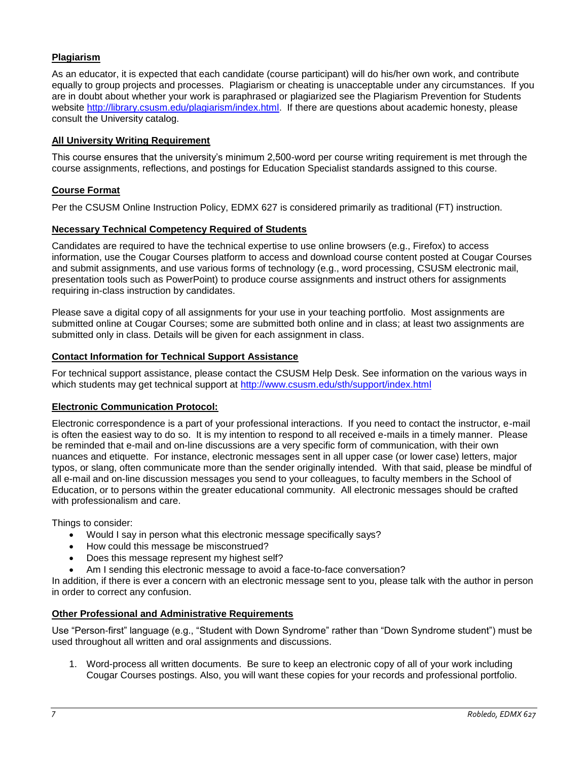### Plagiarism

As an educator, it is expected that each candidate (course participant) will do his/her own work, and contribute equally to group projects and processes. Plagiarism or cheating is unacceptable under any circumstances. If you are in doubt about whether your work is paraphrased or plagiarized see the Plagiarism Prevention for Students website http://library.csusm.edu/plagiarism/index.html. If there are questions about academic honesty, please consult the University catalog.

### All University Writing Requirement

This course ensures that the university's minimum 2,500-word per course writing requirement is met through the course assignments, reflections, and postings for Education Specialist standards assigned to this course.

### Course Format

Per the CSUSM Online Instruction Policy, EDMX 627 is considered primarily as traditional (FT) instruction.

### Necessary Technical Competency Required of Students

Candidates are required to have the technical expertise to use online browsers (e.g., Firefox) to access information, use the Cougar Courses platform to access and download course content posted at Cougar Courses and submit assignments, and use various forms of technology (e.g., word processing, CSUSM electronic mail, presentation tools such as PowerPoint) to produce course assignments and instruct others for assignments requiring in-class instruction by candidates.

Please save a digital copy of all assignments for your use in your teaching portfolio. Most assignments are submitted online at Cougar Courses; some are submitted both online and in class; at least two assignments are submitted only in class. Details will be given for each assignment in class.

### Contact Information for Technical Support Assistance

For technical support assistance, please contact the CSUSM Help Desk. See information on the various ways in which students may get technical support at http://www.csusm.edu/sth/support/index.html

### Electronic Communication Protocol:

Electronic correspondence is a part of your professional interactions. If you need to contact the instructor, e-mail is often the easiest way to do so. It is my intention to respond to all received e-mails in a timely manner. Please be reminded that e-mail and on-line discussions are a very specific form of communication, with their own nuances and etiquette. For instance, electronic messages sent in all upper case (or lower case) letters, major typos, or slang, often communicate more than the sender originally intended. With that said, please be mindful of all e-mail and on-line discussion messages you send to your colleagues, to faculty members in the School of Education, or to persons within the greater educational community. All electronic messages should be crafted with professionalism and care.

Things to consider:

- Would I say in person what this electronic message specifically says?
- How could this message be misconstrued?
- Does this message represent my highest self?
- Am I sending this electronic message to avoid a face-to-face conversation?

In addition, if there is ever a concern with an electronic message sent to you, please talk with the author in person in order to correct any confusion.

### Other Professional and Administrative Requirements

Use "Person-first" language (e.g., "Student with Down Syndrome" rather than "Down Syndrome student") must be used throughout all written and oral assignments and discussions.

1. Word-process all written documents. Be sure to keep an electronic copy of all of your work including Cougar Courses postings. Also, you will want these copies for your records and professional portfolio.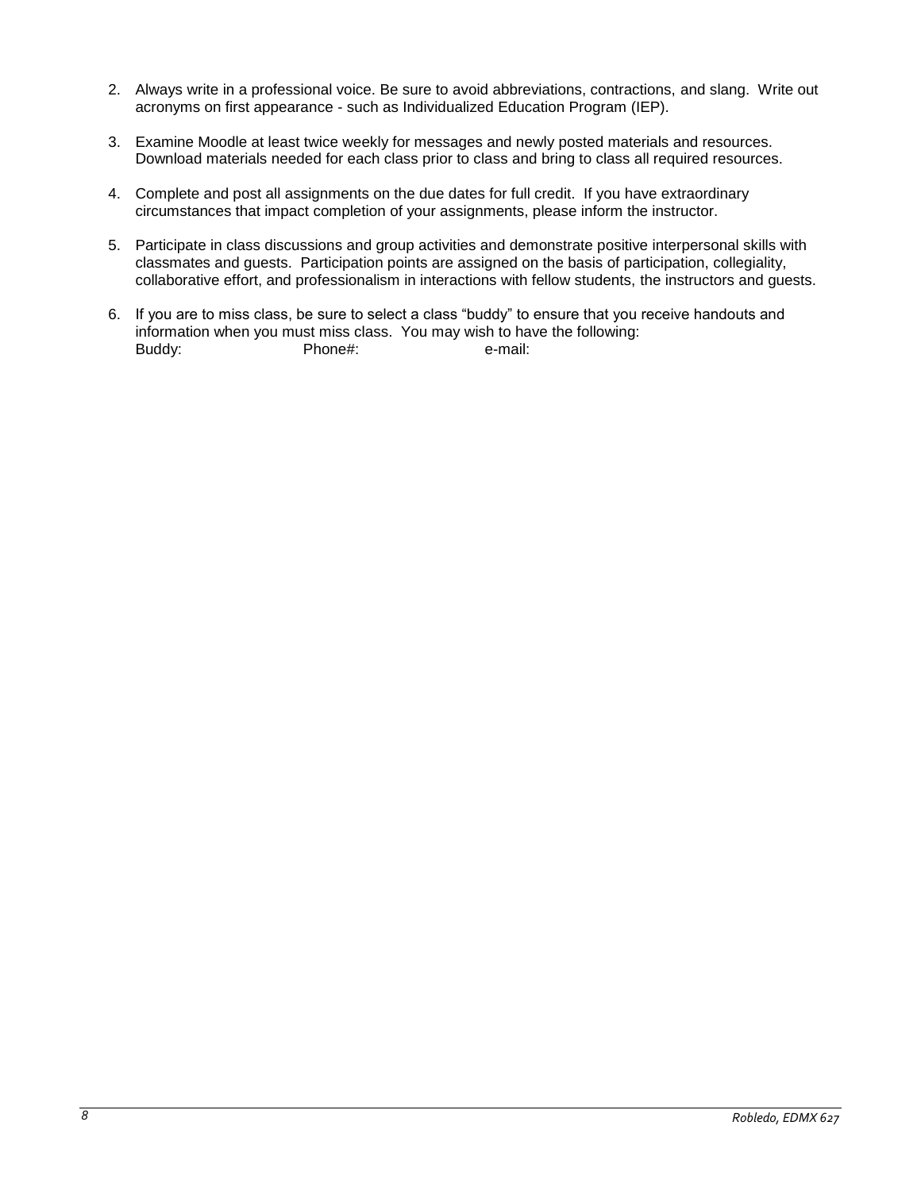2. Always write in a professional voice. Be sure to avoid abbreviations, contractions, and slang. Write out acronyms on first appearance - such as Individualized Education Program (IEP).

3. Examine Moodle at least twice weekly for messages and newly posted materials and resources. Download materials needed for each class prior to class and bring to class all required resources.

4. Complete and post all assignments on the due dates for full credit. If you have extraordinary circumstances that impact completion of your assignments, please inform the instructor.

5. Participate in class discussions and group activities and demonstrate positive interpersonal skills with classmates and guests. Participation points are assigned on the basis of participation, collegiality, collaborative effort, and professionalism in interactions with fellow students, the instructors and guests.

6. If you are to miss class, be sure to select a class "buddy" to ensure that you receive handouts and information when you must miss class. You may wish to have the following:
   Buddy: Phone#: e-mail: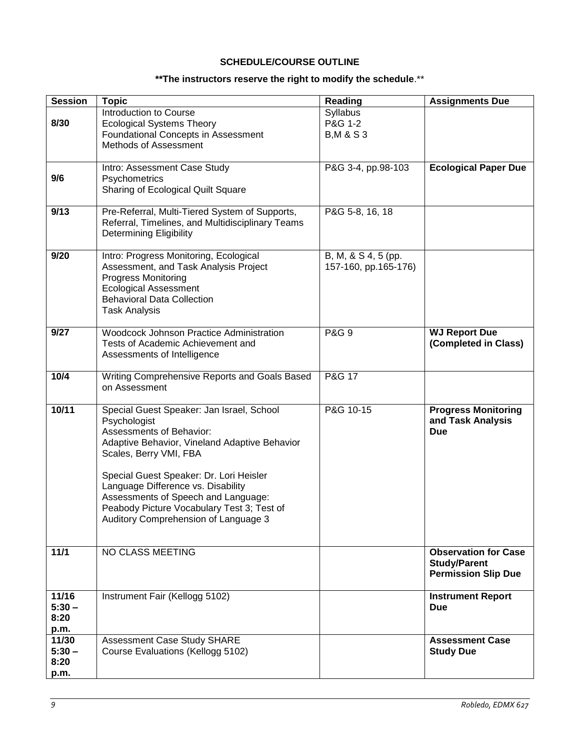### SCHEDULE/COURSE OUTLINE

**\*\*The instructors reserve the right to modify the schedule.\*\***

| Session | Topic | Reading | Assignments Due |
|---|---|---|---|
| **8/30** | Introduction to Course<br>Ecological Systems Theory<br>Foundational Concepts in Assessment<br>Methods of Assessment | Syllabus<br>P&G 1-2<br>B,M & S 3 | |
| **9/6** | Intro: Assessment Case Study<br>Psychometrics<br>Sharing of Ecological Quilt Square | P&G 3-4, pp.98-103 | **Ecological Paper Due** |
| **9/13** | Pre-Referral, Multi-Tiered System of Supports, Referral, Timelines, and Multidisciplinary Teams<br>Determining Eligibility | P&G 5-8, 16, 18 | |
| **9/20** | Intro: Progress Monitoring, Ecological Assessment, and Task Analysis Project<br>Progress Monitoring<br>Ecological Assessment<br>Behavioral Data Collection<br>Task Analysis | B, M, & S 4, 5 (pp. 157-160, pp.165-176) | |
| **9/27** | Woodcock Johnson Practice Administration<br>Tests of Academic Achievement and Assessments of Intelligence | P&G 9 | **WJ Report Due (Completed in Class)** |
| **10/4** | Writing Comprehensive Reports and Goals Based on Assessment | P&G 17 | |
| **10/11** | Special Guest Speaker: Jan Israel, School Psychologist<br>Assessments of Behavior:<br>Adaptive Behavior, Vineland Adaptive Behavior Scales, Berry VMI, FBA<br><br>Special Guest Speaker: Dr. Lori Heisler<br>Language Difference vs. Disability<br>Assessments of Speech and Language:<br>Peabody Picture Vocabulary Test 3; Test of Auditory Comprehension of Language 3 | P&G 10-15 | **Progress Monitoring and Task Analysis Due** |
| **11/1** | NO CLASS MEETING | | **Observation for Case Study/Parent Permission Slip Due** |
| **11/16 5:30 – 8:20 p.m.** | Instrument Fair (Kellogg 5102) | | **Instrument Report Due** |
| **11/30 5:30 – 8:20 p.m.** | Assessment Case Study SHARE<br>Course Evaluations (Kellogg 5102) | | **Assessment Case Study Due** |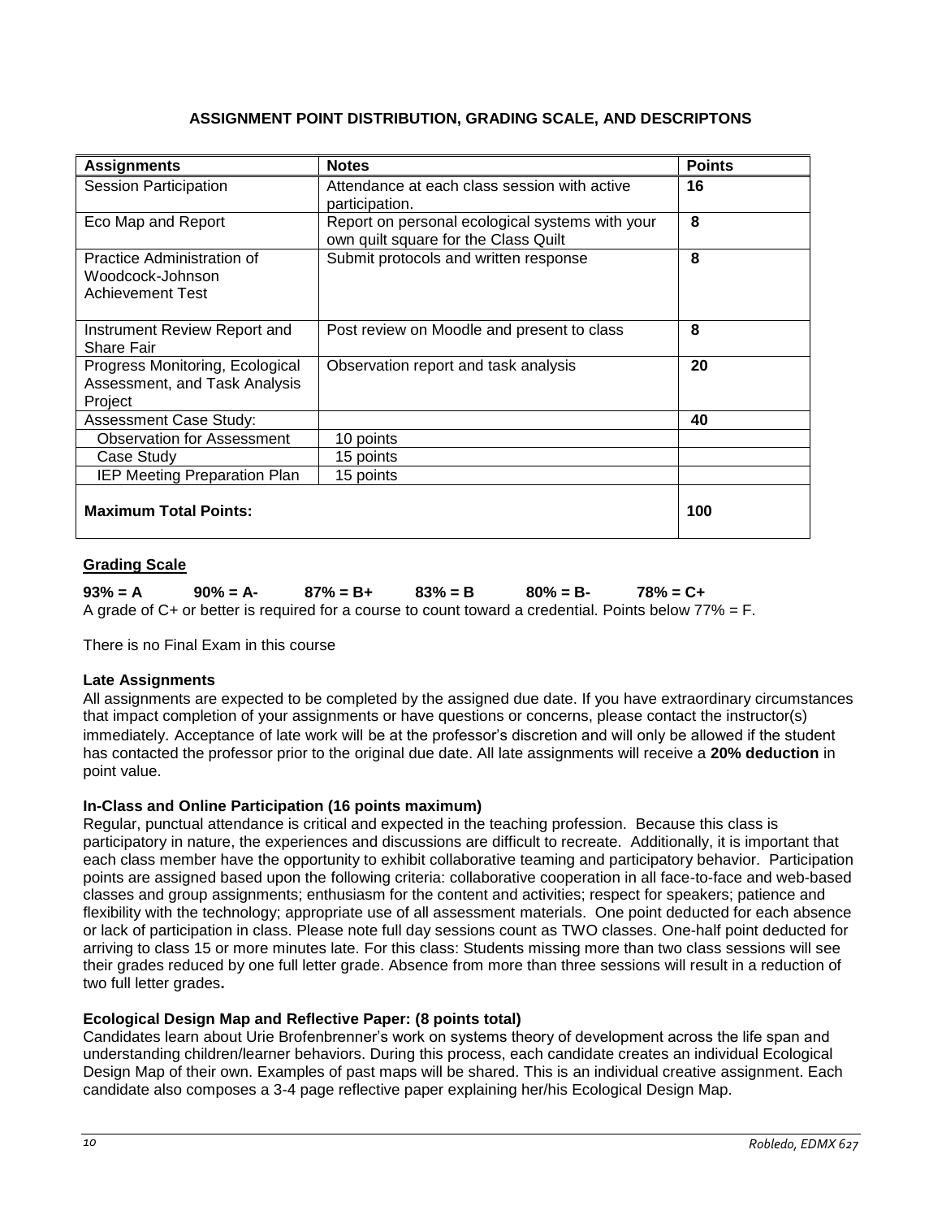## ASSIGNMENT POINT DISTRIBUTION, GRADING SCALE, AND DESCRIPTONS

| Assignments | Notes | Points |
|---|---|---|
| Session Participation | Attendance at each class session with active participation. | **16** |
| Eco Map and Report | Report on personal ecological systems with your own quilt square for the Class Quilt | **8** |
| Practice Administration of Woodcock-Johnson Achievement Test | Submit protocols and written response | **8** |
| Instrument Review Report and Share Fair | Post review on Moodle and present to class | **8** |
| Progress Monitoring, Ecological Assessment, and Task Analysis Project | Observation report and task analysis | **20** |
| Assessment Case Study: | | **40** |
| Observation for Assessment | 10 points | |
| Case Study | 15 points | |
| IEP Meeting Preparation Plan | 15 points | |
| **Maximum Total Points:** | | **100** |

**Grading Scale**

**93% = A     90% = A-     87% = B+     83% = B     80% = B-     78% = C+**

A grade of C+ or better is required for a course to count toward a credential. Points below 77% = F.

There is no Final Exam in this course

**Late Assignments**

All assignments are expected to be completed by the assigned due date. If you have extraordinary circumstances that impact completion of your assignments or have questions or concerns, please contact the instructor(s) immediately. Acceptance of late work will be at the professor's discretion and will only be allowed if the student has contacted the professor prior to the original due date. All late assignments will receive a **20% deduction** in point value.

**In-Class and Online Participation (16 points maximum)**

Regular, punctual attendance is critical and expected in the teaching profession. Because this class is participatory in nature, the experiences and discussions are difficult to recreate. Additionally, it is important that each class member have the opportunity to exhibit collaborative teaming and participatory behavior. Participation points are assigned based upon the following criteria: collaborative cooperation in all face-to-face and web-based classes and group assignments; enthusiasm for the content and activities; respect for speakers; patience and flexibility with the technology; appropriate use of all assessment materials. One point deducted for each absence or lack of participation in class. Please note full day sessions count as TWO classes. One-half point deducted for arriving to class 15 or more minutes late. For this class: Students missing more than two class sessions will see their grades reduced by one full letter grade. Absence from more than three sessions will result in a reduction of two full letter grades**.**

**Ecological Design Map and Reflective Paper: (8 points total)**

Candidates learn about Urie Brofenbrenner's work on systems theory of development across the life span and understanding children/learner behaviors. During this process, each candidate creates an individual Ecological Design Map of their own. Examples of past maps will be shared. This is an individual creative assignment. Each candidate also composes a 3-4 page reflective paper explaining her/his Ecological Design Map.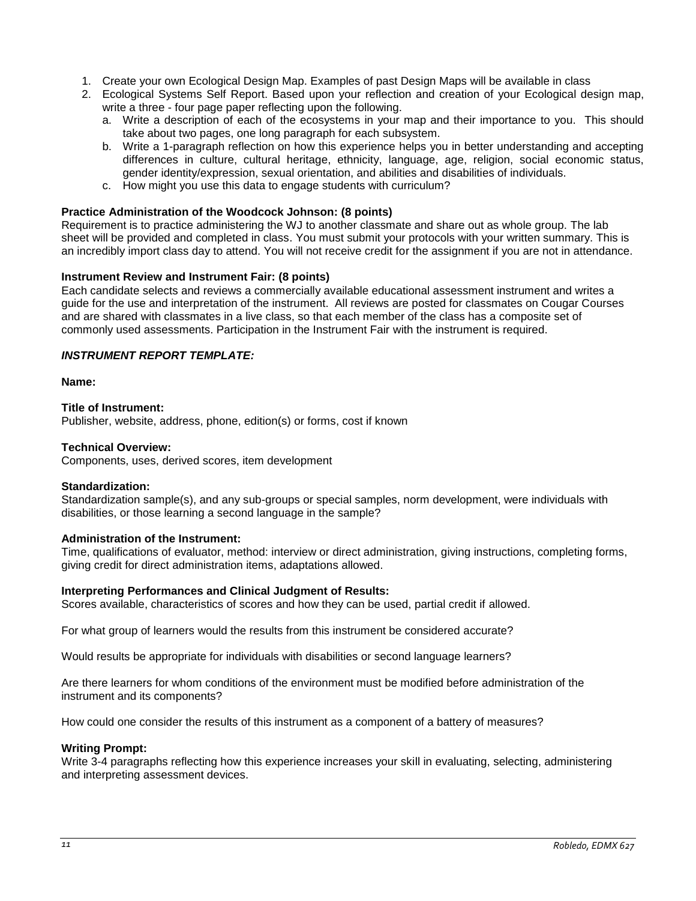1. Create your own Ecological Design Map. Examples of past Design Maps will be available in class
2. Ecological Systems Self Report. Based upon your reflection and creation of your Ecological design map, write a three - four page paper reflecting upon the following.
   a. Write a description of each of the ecosystems in your map and their importance to you. This should take about two pages, one long paragraph for each subsystem.
   b. Write a 1-paragraph reflection on how this experience helps you in better understanding and accepting differences in culture, cultural heritage, ethnicity, language, age, religion, social economic status, gender identity/expression, sexual orientation, and abilities and disabilities of individuals.
   c. How might you use this data to engage students with curriculum?

**Practice Administration of the Woodcock Johnson: (8 points)**
Requirement is to practice administering the WJ to another classmate and share out as whole group. The lab sheet will be provided and completed in class. You must submit your protocols with your written summary. This is an incredibly import class day to attend. You will not receive credit for the assignment if you are not in attendance.

**Instrument Review and Instrument Fair: (8 points)**
Each candidate selects and reviews a commercially available educational assessment instrument and writes a guide for the use and interpretation of the instrument. All reviews are posted for classmates on Cougar Courses and are shared with classmates in a live class, so that each member of the class has a composite set of commonly used assessments. Participation in the Instrument Fair with the instrument is required.

***INSTRUMENT REPORT TEMPLATE:***

**Name:**

**Title of Instrument:**
Publisher, website, address, phone, edition(s) or forms, cost if known

**Technical Overview:**
Components, uses, derived scores, item development

**Standardization:**
Standardization sample(s), and any sub-groups or special samples, norm development, were individuals with disabilities, or those learning a second language in the sample?

**Administration of the Instrument:**
Time, qualifications of evaluator, method: interview or direct administration, giving instructions, completing forms, giving credit for direct administration items, adaptations allowed.

**Interpreting Performances and Clinical Judgment of Results:**
Scores available, characteristics of scores and how they can be used, partial credit if allowed.

For what group of learners would the results from this instrument be considered accurate?

Would results be appropriate for individuals with disabilities or second language learners?

Are there learners for whom conditions of the environment must be modified before administration of the instrument and its components?

How could one consider the results of this instrument as a component of a battery of measures?

**Writing Prompt:**
Write 3-4 paragraphs reflecting how this experience increases your skill in evaluating, selecting, administering and interpreting assessment devices.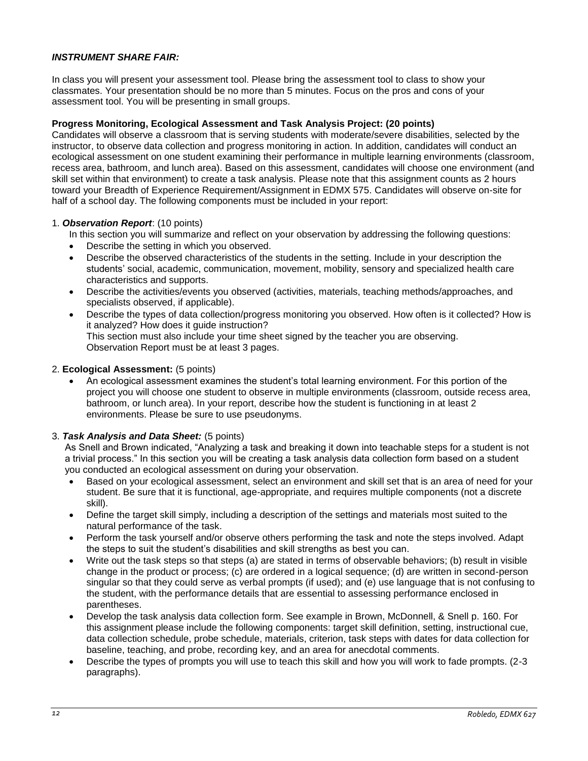***INSTRUMENT SHARE FAIR:***

In class you will present your assessment tool. Please bring the assessment tool to class to show your classmates. Your presentation should be no more than 5 minutes. Focus on the pros and cons of your assessment tool. You will be presenting in small groups.

**Progress Monitoring, Ecological Assessment and Task Analysis Project: (20 points)**

Candidates will observe a classroom that is serving students with moderate/severe disabilities, selected by the instructor, to observe data collection and progress monitoring in action. In addition, candidates will conduct an ecological assessment on one student examining their performance in multiple learning environments (classroom, recess area, bathroom, and lunch area). Based on this assessment, candidates will choose one environment (and skill set within that environment) to create a task analysis. Please note that this assignment counts as 2 hours toward your Breadth of Experience Requirement/Assignment in EDMX 575. Candidates will observe on-site for half of a school day. The following components must be included in your report:

1. ***Observation Report***: (10 points)

   In this section you will summarize and reflect on your observation by addressing the following questions:

   - Describe the setting in which you observed.
   - Describe the observed characteristics of the students in the setting. Include in your description the students' social, academic, communication, movement, mobility, sensory and specialized health care characteristics and supports.
   - Describe the activities/events you observed (activities, materials, teaching methods/approaches, and specialists observed, if applicable).
   - Describe the types of data collection/progress monitoring you observed. How often is it collected? How is it analyzed? How does it guide instruction?
     This section must also include your time sheet signed by the teacher you are observing.
     Observation Report must be at least 3 pages.

2. **Ecological Assessment:** (5 points)

   - An ecological assessment examines the student's total learning environment. For this portion of the project you will choose one student to observe in multiple environments (classroom, outside recess area, bathroom, or lunch area). In your report, describe how the student is functioning in at least 2 environments. Please be sure to use pseudonyms.

3. ***Task Analysis and Data Sheet:*** (5 points)

   As Snell and Brown indicated, "Analyzing a task and breaking it down into teachable steps for a student is not a trivial process." In this section you will be creating a task analysis data collection form based on a student you conducted an ecological assessment on during your observation.

   - Based on your ecological assessment, select an environment and skill set that is an area of need for your student. Be sure that it is functional, age-appropriate, and requires multiple components (not a discrete skill).
   - Define the target skill simply, including a description of the settings and materials most suited to the natural performance of the task.
   - Perform the task yourself and/or observe others performing the task and note the steps involved. Adapt the steps to suit the student's disabilities and skill strengths as best you can.
   - Write out the task steps so that steps (a) are stated in terms of observable behaviors; (b) result in visible change in the product or process; (c) are ordered in a logical sequence; (d) are written in second-person singular so that they could serve as verbal prompts (if used); and (e) use language that is not confusing to the student, with the performance details that are essential to assessing performance enclosed in parentheses.
   - Develop the task analysis data collection form. See example in Brown, McDonnell, & Snell p. 160. For this assignment please include the following components: target skill definition, setting, instructional cue, data collection schedule, probe schedule, materials, criterion, task steps with dates for data collection for baseline, teaching, and probe, recording key, and an area for anecdotal comments.
   - Describe the types of prompts you will use to teach this skill and how you will work to fade prompts. (2-3 paragraphs).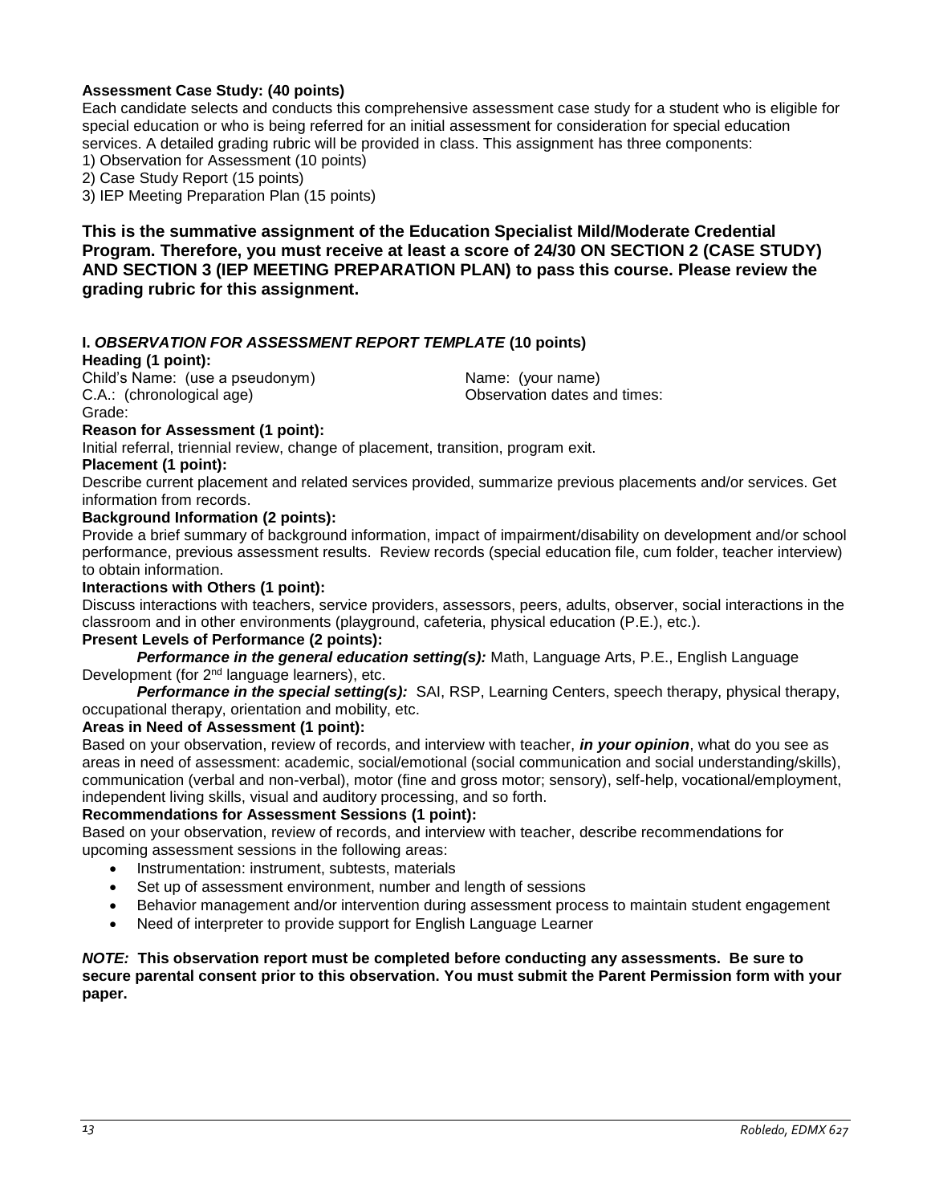**Assessment Case Study: (40 points)**
Each candidate selects and conducts this comprehensive assessment case study for a student who is eligible for special education or who is being referred for an initial assessment for consideration for special education services. A detailed grading rubric will be provided in class. This assignment has three components:
1) Observation for Assessment (10 points)
2) Case Study Report (15 points)
3) IEP Meeting Preparation Plan (15 points)

**This is the summative assignment of the Education Specialist Mild/Moderate Credential Program. Therefore, you must receive at least a score of 24/30 ON SECTION 2 (CASE STUDY) AND SECTION 3 (IEP MEETING PREPARATION PLAN) to pass this course. Please review the grading rubric for this assignment.**

**I. *OBSERVATION FOR ASSESSMENT REPORT TEMPLATE* (10 points)**

**Heading (1 point):**
Child's Name: (use a pseudonym)
C.A.: (chronological age)
Grade:
Name: (your name)
Observation dates and times:

**Reason for Assessment (1 point):**
Initial referral, triennial review, change of placement, transition, program exit.

**Placement (1 point):**
Describe current placement and related services provided, summarize previous placements and/or services. Get information from records.

**Background Information (2 points):**
Provide a brief summary of background information, impact of impairment/disability on development and/or school performance, previous assessment results. Review records (special education file, cum folder, teacher interview) to obtain information.

**Interactions with Others (1 point):**
Discuss interactions with teachers, service providers, assessors, peers, adults, observer, social interactions in the classroom and in other environments (playground, cafeteria, physical education (P.E.), etc.).

**Present Levels of Performance (2 points):**
***Performance in the general education setting(s):*** Math, Language Arts, P.E., English Language Development (for 2nd language learners), etc.
***Performance in the special setting(s):*** SAI, RSP, Learning Centers, speech therapy, physical therapy, occupational therapy, orientation and mobility, etc.

**Areas in Need of Assessment (1 point):**
Based on your observation, review of records, and interview with teacher, ***in your opinion***, what do you see as areas in need of assessment: academic, social/emotional (social communication and social understanding/skills), communication (verbal and non-verbal), motor (fine and gross motor; sensory), self-help, vocational/employment, independent living skills, visual and auditory processing, and so forth.

**Recommendations for Assessment Sessions (1 point):**
Based on your observation, review of records, and interview with teacher, describe recommendations for upcoming assessment sessions in the following areas:
- Instrumentation: instrument, subtests, materials
- Set up of assessment environment, number and length of sessions
- Behavior management and/or intervention during assessment process to maintain student engagement
- Need of interpreter to provide support for English Language Learner

***NOTE:*** **This observation report must be completed before conducting any assessments. Be sure to secure parental consent prior to this observation. You must submit the Parent Permission form with your paper.**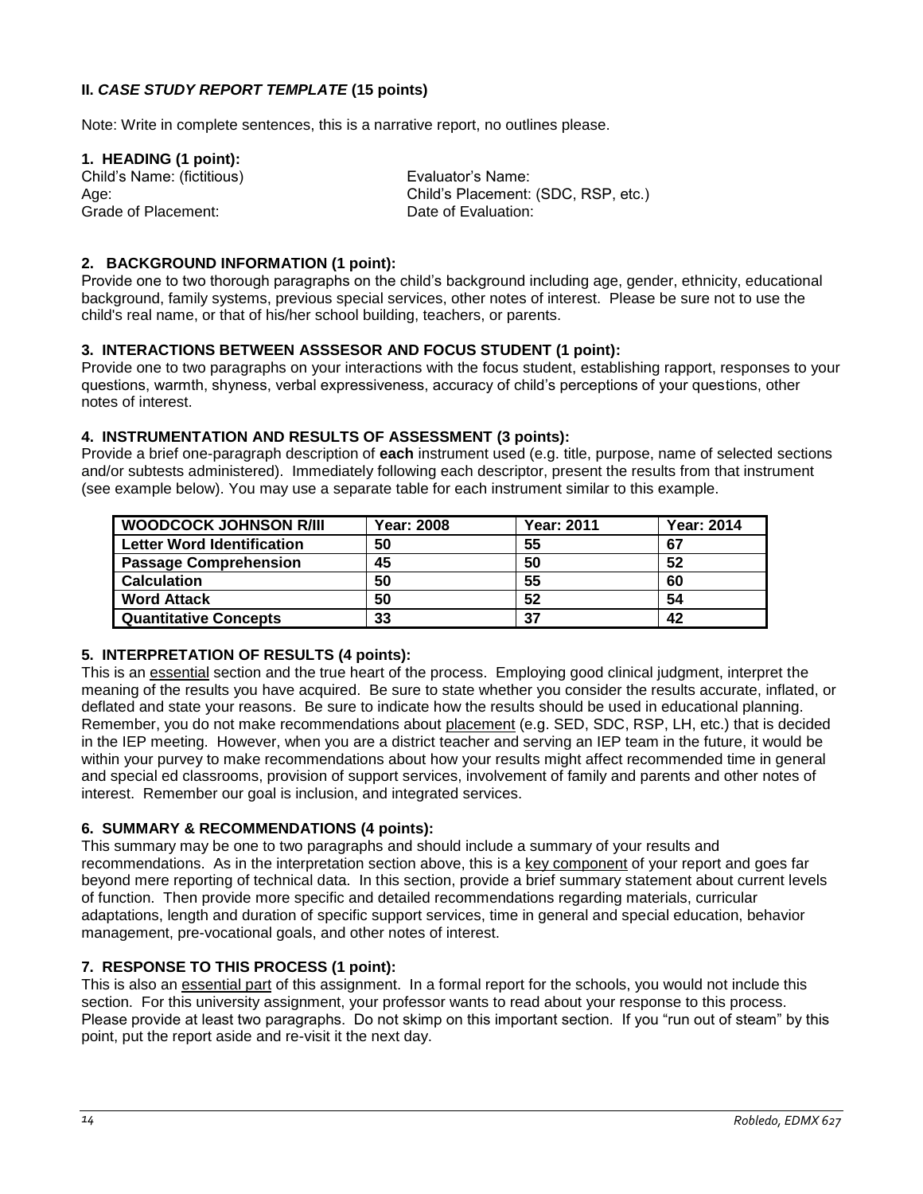## II. *CASE STUDY REPORT TEMPLATE* (15 points)

Note: Write in complete sentences, this is a narrative report, no outlines please.

### 1. HEADING (1 point):

Child's Name: (fictitious)
Age:
Grade of Placement:

Evaluator's Name:
Child's Placement: (SDC, RSP, etc.)
Date of Evaluation:

### 2. BACKGROUND INFORMATION (1 point):

Provide one to two thorough paragraphs on the child's background including age, gender, ethnicity, educational background, family systems, previous special services, other notes of interest. Please be sure not to use the child's real name, or that of his/her school building, teachers, or parents.

### 3. INTERACTIONS BETWEEN ASSSESOR AND FOCUS STUDENT (1 point):

Provide one to two paragraphs on your interactions with the focus student, establishing rapport, responses to your questions, warmth, shyness, verbal expressiveness, accuracy of child's perceptions of your questions, other notes of interest.

### 4. INSTRUMENTATION AND RESULTS OF ASSESSMENT (3 points):

Provide a brief one-paragraph description of **each** instrument used (e.g. title, purpose, name of selected sections and/or subtests administered). Immediately following each descriptor, present the results from that instrument (see example below). You may use a separate table for each instrument similar to this example.

| WOODCOCK JOHNSON R/III | Year: 2008 | Year: 2011 | Year: 2014 |
|---|---|---|---|
| Letter Word Identification | 50 | 55 | 67 |
| Passage Comprehension | 45 | 50 | 52 |
| Calculation | 50 | 55 | 60 |
| Word Attack | 50 | 52 | 54 |
| Quantitative Concepts | 33 | 37 | 42 |

### 5. INTERPRETATION OF RESULTS (4 points):

This is an essential section and the true heart of the process. Employing good clinical judgment, interpret the meaning of the results you have acquired. Be sure to state whether you consider the results accurate, inflated, or deflated and state your reasons. Be sure to indicate how the results should be used in educational planning. Remember, you do not make recommendations about placement (e.g. SED, SDC, RSP, LH, etc.) that is decided in the IEP meeting. However, when you are a district teacher and serving an IEP team in the future, it would be within your purvey to make recommendations about how your results might affect recommended time in general and special ed classrooms, provision of support services, involvement of family and parents and other notes of interest. Remember our goal is inclusion, and integrated services.

### 6. SUMMARY & RECOMMENDATIONS (4 points):

This summary may be one to two paragraphs and should include a summary of your results and recommendations. As in the interpretation section above, this is a key component of your report and goes far beyond mere reporting of technical data. In this section, provide a brief summary statement about current levels of function. Then provide more specific and detailed recommendations regarding materials, curricular adaptations, length and duration of specific support services, time in general and special education, behavior management, pre-vocational goals, and other notes of interest.

### 7. RESPONSE TO THIS PROCESS (1 point):

This is also an essential part of this assignment. In a formal report for the schools, you would not include this section. For this university assignment, your professor wants to read about your response to this process. Please provide at least two paragraphs. Do not skimp on this important section. If you "run out of steam" by this point, put the report aside and re-visit it the next day.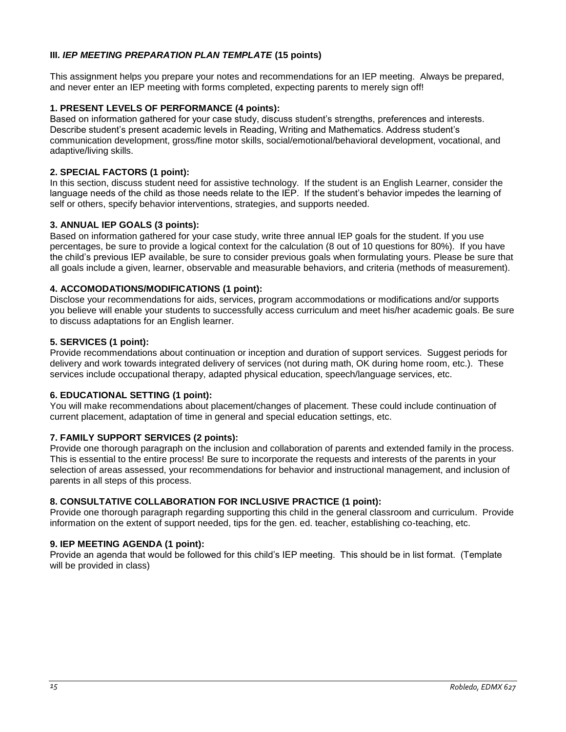### III. *IEP MEETING PREPARATION PLAN TEMPLATE* (15 points)

This assignment helps you prepare your notes and recommendations for an IEP meeting. Always be prepared, and never enter an IEP meeting with forms completed, expecting parents to merely sign off!

**1. PRESENT LEVELS OF PERFORMANCE (4 points):**
Based on information gathered for your case study, discuss student's strengths, preferences and interests. Describe student's present academic levels in Reading, Writing and Mathematics. Address student's communication development, gross/fine motor skills, social/emotional/behavioral development, vocational, and adaptive/living skills.

**2. SPECIAL FACTORS (1 point):**
In this section, discuss student need for assistive technology. If the student is an English Learner, consider the language needs of the child as those needs relate to the IEP. If the student's behavior impedes the learning of self or others, specify behavior interventions, strategies, and supports needed.

**3. ANNUAL IEP GOALS (3 points):**
Based on information gathered for your case study, write three annual IEP goals for the student. If you use percentages, be sure to provide a logical context for the calculation (8 out of 10 questions for 80%). If you have the child's previous IEP available, be sure to consider previous goals when formulating yours. Please be sure that all goals include a given, learner, observable and measurable behaviors, and criteria (methods of measurement).

**4. ACCOMODATIONS/MODIFICATIONS (1 point):**
Disclose your recommendations for aids, services, program accommodations or modifications and/or supports you believe will enable your students to successfully access curriculum and meet his/her academic goals. Be sure to discuss adaptations for an English learner.

**5. SERVICES (1 point):**
Provide recommendations about continuation or inception and duration of support services. Suggest periods for delivery and work towards integrated delivery of services (not during math, OK during home room, etc.). These services include occupational therapy, adapted physical education, speech/language services, etc.

**6. EDUCATIONAL SETTING (1 point):**
You will make recommendations about placement/changes of placement. These could include continuation of current placement, adaptation of time in general and special education settings, etc.

**7. FAMILY SUPPORT SERVICES (2 points):**
Provide one thorough paragraph on the inclusion and collaboration of parents and extended family in the process. This is essential to the entire process! Be sure to incorporate the requests and interests of the parents in your selection of areas assessed, your recommendations for behavior and instructional management, and inclusion of parents in all steps of this process.

**8. CONSULTATIVE COLLABORATION FOR INCLUSIVE PRACTICE (1 point):**
Provide one thorough paragraph regarding supporting this child in the general classroom and curriculum. Provide information on the extent of support needed, tips for the gen. ed. teacher, establishing co-teaching, etc.

**9. IEP MEETING AGENDA (1 point):**
Provide an agenda that would be followed for this child's IEP meeting. This should be in list format. (Template will be provided in class)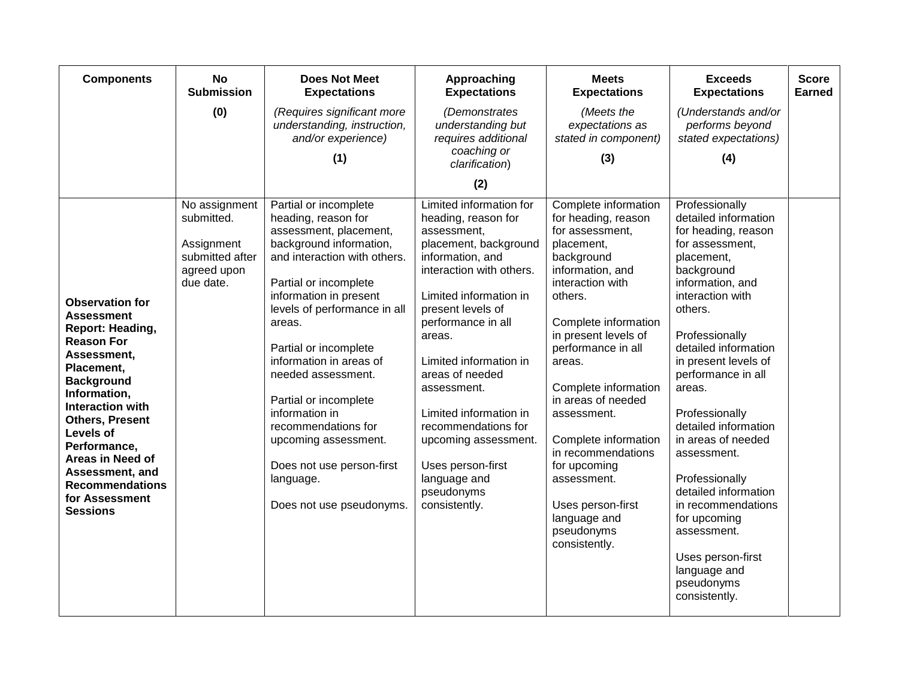| Components | No Submission (0) | Does Not Meet Expectations *(Requires significant more understanding, instruction, and/or experience)* (1) | Approaching Expectations *(Demonstrates understanding but requires additional coaching or clarification)* (2) | Meets Expectations *(Meets the expectations as stated in component)* (3) | Exceeds Expectations *(Understands and/or performs beyond stated expectations)* (4) | Score Earned |
|---|---|---|---|---|---|---|
| **Observation for Assessment Report: Heading, Reason For Assessment, Placement, Background Information, Interaction with Others, Present Levels of Performance, Areas in Need of Assessment, and Recommendations for Assessment Sessions** | No assignment submitted.<br><br>Assignment submitted after agreed upon due date. | Partial or incomplete heading, reason for assessment, placement, background information, and interaction with others.<br><br>Partial or incomplete information in present levels of performance in all areas.<br><br>Partial or incomplete information in areas of needed assessment.<br><br>Partial or incomplete information in recommendations for upcoming assessment.<br><br>Does not use person-first language.<br><br>Does not use pseudonyms. | Limited information for heading, reason for assessment, placement, background information, and interaction with others.<br><br>Limited information in present levels of performance in all areas.<br><br>Limited information in areas of needed assessment.<br><br>Limited information in recommendations for upcoming assessment.<br><br>Uses person-first language and pseudonyms consistently. | Complete information for heading, reason for assessment, placement, background information, and interaction with others.<br><br>Complete information in present levels of performance in all areas.<br><br>Complete information in areas of needed assessment.<br><br>Complete information in recommendations for upcoming assessment.<br><br>Uses person-first language and pseudonyms consistently. | Professionally detailed information for heading, reason for assessment, placement, background information, and interaction with others.<br><br>Professionally detailed information in present levels of performance in all areas.<br><br>Professionally detailed information in areas of needed assessment.<br><br>Professionally detailed information in recommendations for upcoming assessment.<br><br>Uses person-first language and pseudonyms consistently. | |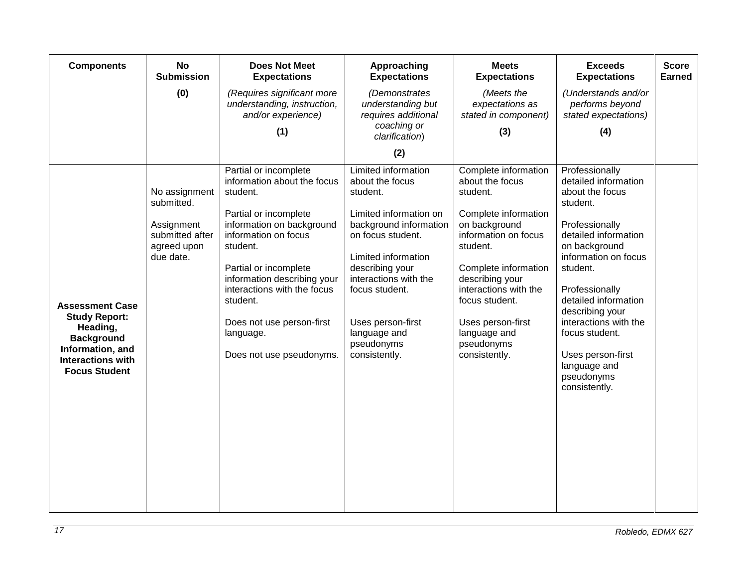| Components | No Submission (0) | Does Not Meet Expectations *(Requires significant more understanding, instruction, and/or experience)* (1) | Approaching Expectations *(Demonstrates understanding but requires additional coaching or clarification)* (2) | Meets Expectations *(Meets the expectations as stated in component)* (3) | Exceeds Expectations *(Understands and/or performs beyond stated expectations)* (4) | Score Earned |
|---|---|---|---|---|---|---|
| **Assessment Case Study Report: Heading, Background Information, and Interactions with Focus Student** | No assignment submitted.<br><br>Assignment submitted after agreed upon due date. | Partial or incomplete information about the focus student.<br><br>Partial or incomplete information on background information on focus student.<br><br>Partial or incomplete information describing your interactions with the focus student.<br><br>Does not use person-first language.<br><br>Does not use pseudonyms. | Limited information about the focus student.<br><br>Limited information on background information on focus student.<br><br>Limited information describing your interactions with the focus student.<br><br>Uses person-first language and pseudonyms consistently. | Complete information about the focus student.<br><br>Complete information on background information on focus student.<br><br>Complete information describing your interactions with the focus student.<br><br>Uses person-first language and pseudonyms consistently. | Professionally detailed information about the focus student.<br><br>Professionally detailed information on background information on focus student.<br><br>Professionally detailed information describing your interactions with the focus student.<br><br>Uses person-first language and pseudonyms consistently. | |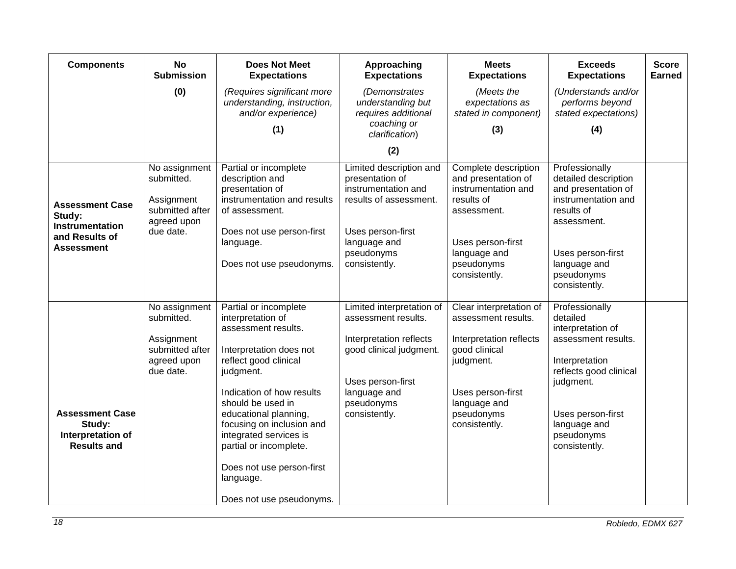| Components | No Submission (0) | Does Not Meet Expectations *(Requires significant more understanding, instruction, and/or experience)* (1) | Approaching Expectations *(Demonstrates understanding but requires additional coaching or clarification)* (2) | Meets Expectations *(Meets the expectations as stated in component)* (3) | Exceeds Expectations *(Understands and/or performs beyond stated expectations)* (4) | Score Earned |
|---|---|---|---|---|---|---|
| **Assessment Case Study: Instrumentation and Results of Assessment** | No assignment submitted.<br><br>Assignment submitted after agreed upon due date. | Partial or incomplete description and presentation of instrumentation and results of assessment.<br><br>Does not use person-first language.<br><br>Does not use pseudonyms. | Limited description and presentation of instrumentation and results of assessment.<br><br>Uses person-first language and pseudonyms consistently. | Complete description and presentation of instrumentation and results of assessment.<br><br>Uses person-first language and pseudonyms consistently. | Professionally detailed description and presentation of instrumentation and results of assessment.<br><br>Uses person-first language and pseudonyms consistently. | |
| **Assessment Case Study: Interpretation of Results and** | No assignment submitted.<br><br>Assignment submitted after agreed upon due date. | Partial or incomplete interpretation of assessment results.<br><br>Interpretation does not reflect good clinical judgment.<br><br>Indication of how results should be used in educational planning, focusing on inclusion and integrated services is partial or incomplete.<br><br>Does not use person-first language.<br><br>Does not use pseudonyms. | Limited interpretation of assessment results.<br><br>Interpretation reflects good clinical judgment.<br><br>Uses person-first language and pseudonyms consistently. | Clear interpretation of assessment results.<br><br>Interpretation reflects good clinical judgment.<br><br>Uses person-first language and pseudonyms consistently. | Professionally detailed interpretation of assessment results.<br><br>Interpretation reflects good clinical judgment.<br><br>Uses person-first language and pseudonyms consistently. | |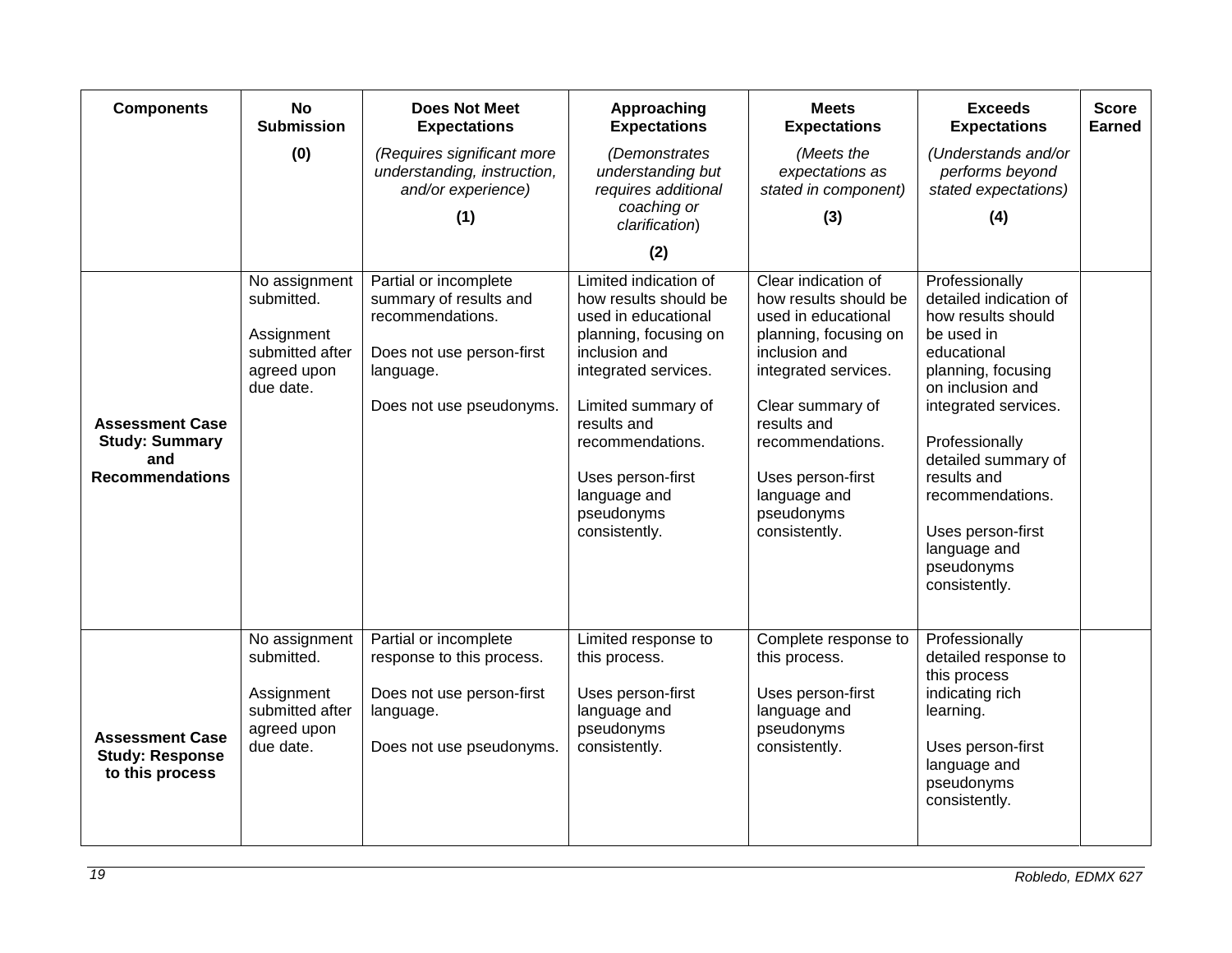| Components | No Submission (0) | Does Not Meet Expectations *(Requires significant more understanding, instruction, and/or experience)* (1) | Approaching Expectations *(Demonstrates understanding but requires additional coaching or clarification)* (2) | Meets Expectations *(Meets the expectations as stated in component)* (3) | Exceeds Expectations *(Understands and/or performs beyond stated expectations)* (4) | Score Earned |
|---|---|---|---|---|---|---|
| **Assessment Case Study: Summary and Recommendations** | No assignment submitted.<br><br>Assignment submitted after agreed upon due date. | Partial or incomplete summary of results and recommendations.<br><br>Does not use person-first language.<br><br>Does not use pseudonyms. | Limited indication of how results should be used in educational planning, focusing on inclusion and integrated services.<br><br>Limited summary of results and recommendations.<br><br>Uses person-first language and pseudonyms consistently. | Clear indication of how results should be used in educational planning, focusing on inclusion and integrated services.<br><br>Clear summary of results and recommendations.<br><br>Uses person-first language and pseudonyms consistently. | Professionally detailed indication of how results should be used in educational planning, focusing on inclusion and integrated services.<br><br>Professionally detailed summary of results and recommendations.<br><br>Uses person-first language and pseudonyms consistently. | |
| **Assessment Case Study: Response to this process** | No assignment submitted.<br><br>Assignment submitted after agreed upon due date. | Partial or incomplete response to this process.<br><br>Does not use person-first language.<br><br>Does not use pseudonyms. | Limited response to this process.<br><br>Uses person-first language and pseudonyms consistently. | Complete response to this process.<br><br>Uses person-first language and pseudonyms consistently. | Professionally detailed response to this process indicating rich learning.<br><br>Uses person-first language and pseudonyms consistently. | |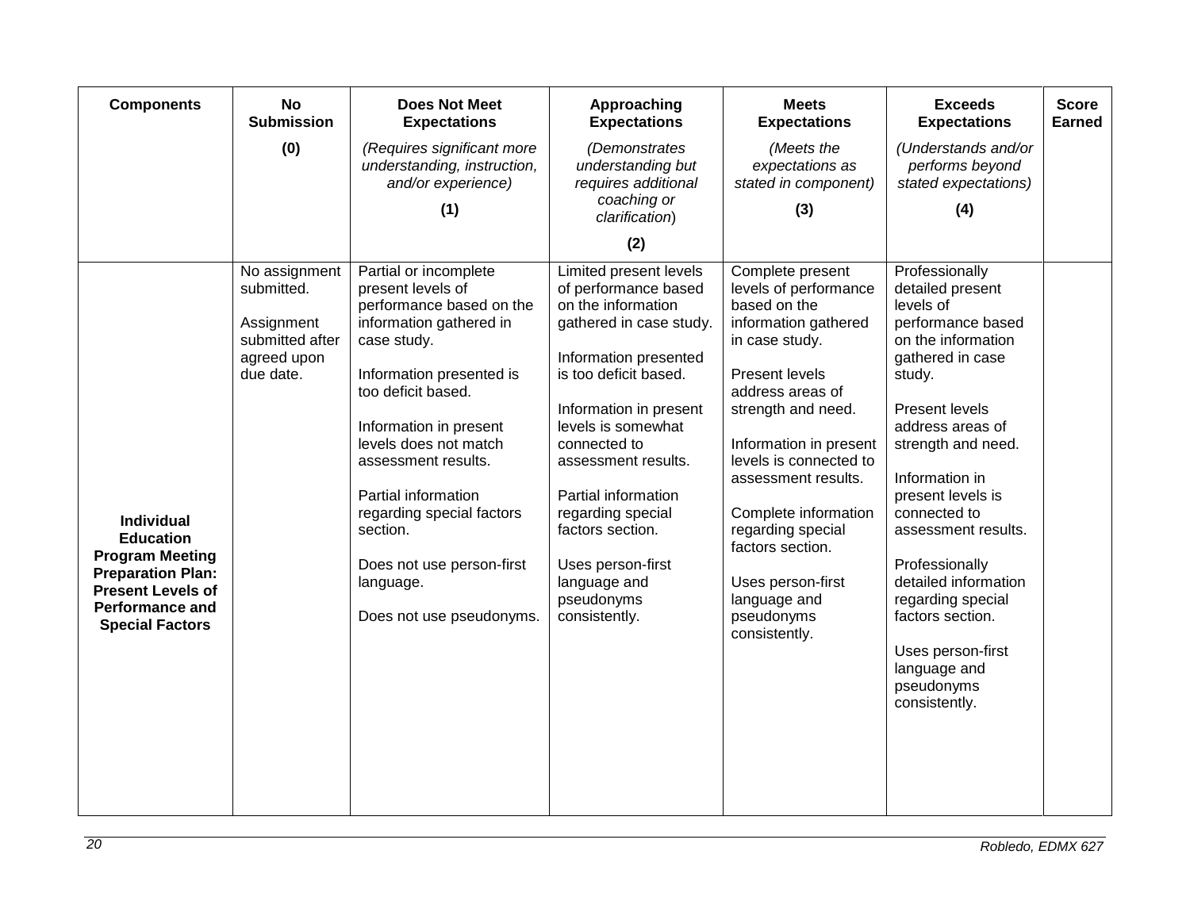| Components | No Submission (0) | Does Not Meet Expectations *(Requires significant more understanding, instruction, and/or experience)* (1) | Approaching Expectations *(Demonstrates understanding but requires additional coaching or clarification)* (2) | Meets Expectations *(Meets the expectations as stated in component)* (3) | Exceeds Expectations *(Understands and/or performs beyond stated expectations)* (4) | Score Earned |
|---|---|---|---|---|---|---|
| **Individual Education Program Meeting Preparation Plan: Present Levels of Performance and Special Factors** | No assignment submitted.<br><br>Assignment submitted after agreed upon due date. | Partial or incomplete present levels of performance based on the information gathered in case study.<br><br>Information presented is too deficit based.<br><br>Information in present levels does not match assessment results.<br><br>Partial information regarding special factors section.<br><br>Does not use person-first language.<br><br>Does not use pseudonyms. | Limited present levels of performance based on the information gathered in case study.<br><br>Information presented is too deficit based.<br><br>Information in present levels is somewhat connected to assessment results.<br><br>Partial information regarding special factors section.<br><br>Uses person-first language and pseudonyms consistently. | Complete present levels of performance based on the information gathered in case study.<br><br>Present levels address areas of strength and need.<br><br>Information in present levels is connected to assessment results.<br><br>Complete information regarding special factors section.<br><br>Uses person-first language and pseudonyms consistently. | Professionally detailed present levels of performance based on the information gathered in case study.<br><br>Present levels address areas of strength and need.<br><br>Information in present levels is connected to assessment results.<br><br>Professionally detailed information regarding special factors section.<br><br>Uses person-first language and pseudonyms consistently. | |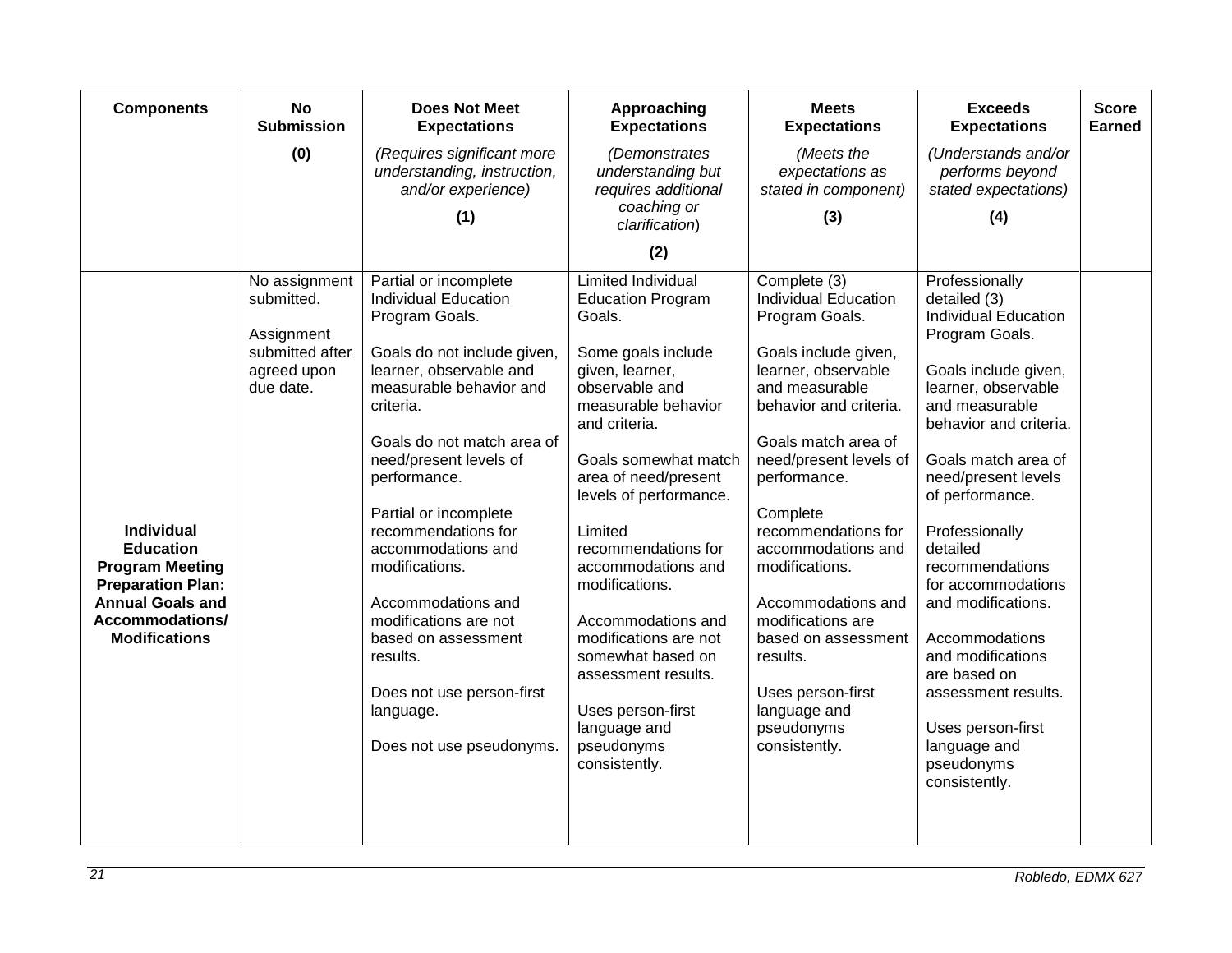| Components | No Submission (0) | Does Not Meet Expectations *(Requires significant more understanding, instruction, and/or experience)* (1) | Approaching Expectations *(Demonstrates understanding but requires additional coaching or clarification)* (2) | Meets Expectations *(Meets the expectations as stated in component)* (3) | Exceeds Expectations *(Understands and/or performs beyond stated expectations)* (4) | Score Earned |
|---|---|---|---|---|---|---|
| **Individual Education Program Meeting Preparation Plan: Annual Goals and Accommodations/ Modifications** | No assignment submitted.<br><br>Assignment submitted after agreed upon due date. | Partial or incomplete Individual Education Program Goals.<br><br>Goals do not include given, learner, observable and measurable behavior and criteria.<br><br>Goals do not match area of need/present levels of performance.<br><br>Partial or incomplete recommendations for accommodations and modifications.<br><br>Accommodations and modifications are not based on assessment results.<br><br>Does not use person-first language.<br><br>Does not use pseudonyms. | Limited Individual Education Program Goals.<br><br>Some goals include given, learner, observable and measurable behavior and criteria.<br><br>Goals somewhat match area of need/present levels of performance.<br><br>Limited recommendations for accommodations and modifications.<br><br>Accommodations and modifications are not somewhat based on assessment results.<br><br>Uses person-first language and pseudonyms consistently. | Complete (3) Individual Education Program Goals.<br><br>Goals include given, learner, observable and measurable behavior and criteria.<br><br>Goals match area of need/present levels of performance.<br><br>Complete recommendations for accommodations and modifications.<br><br>Accommodations and modifications are based on assessment results.<br><br>Uses person-first language and pseudonyms consistently. | Professionally detailed (3) Individual Education Program Goals.<br><br>Goals include given, learner, observable and measurable behavior and criteria.<br><br>Goals match area of need/present levels of performance.<br><br>Professionally detailed recommendations for accommodations and modifications.<br><br>Accommodations and modifications are based on assessment results.<br><br>Uses person-first language and pseudonyms consistently. | |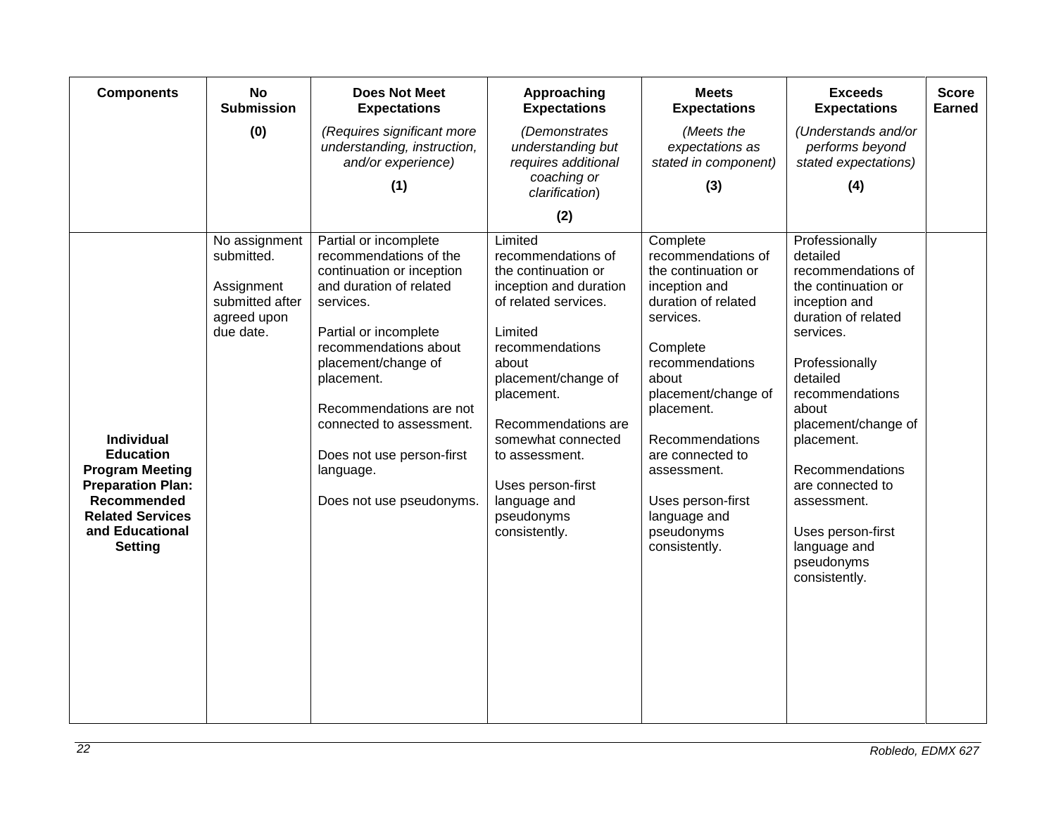| Components | No Submission (0) | Does Not Meet Expectations *(Requires significant more understanding, instruction, and/or experience)* (1) | Approaching Expectations *(Demonstrates understanding but requires additional coaching or clarification)* (2) | Meets Expectations *(Meets the expectations as stated in component)* (3) | Exceeds Expectations *(Understands and/or performs beyond stated expectations)* (4) | Score Earned |
|---|---|---|---|---|---|---|
| **Individual Education Program Meeting Preparation Plan: Recommended Related Services and Educational Setting** | No assignment submitted.<br><br>Assignment submitted after agreed upon due date. | Partial or incomplete recommendations of the continuation or inception and duration of related services.<br><br>Partial or incomplete recommendations about placement/change of placement.<br><br>Recommendations are not connected to assessment.<br><br>Does not use person-first language.<br><br>Does not use pseudonyms. | Limited recommendations of the continuation or inception and duration of related services.<br><br>Limited recommendations about placement/change of placement.<br><br>Recommendations are somewhat connected to assessment.<br><br>Uses person-first language and pseudonyms consistently. | Complete recommendations of the continuation or inception and duration of related services.<br><br>Complete recommendations about placement/change of placement.<br><br>Recommendations are connected to assessment.<br><br>Uses person-first language and pseudonyms consistently. | Professionally detailed recommendations of the continuation or inception and duration of related services.<br><br>Professionally detailed recommendations about placement/change of placement.<br><br>Recommendations are connected to assessment.<br><br>Uses person-first language and pseudonyms consistently. | |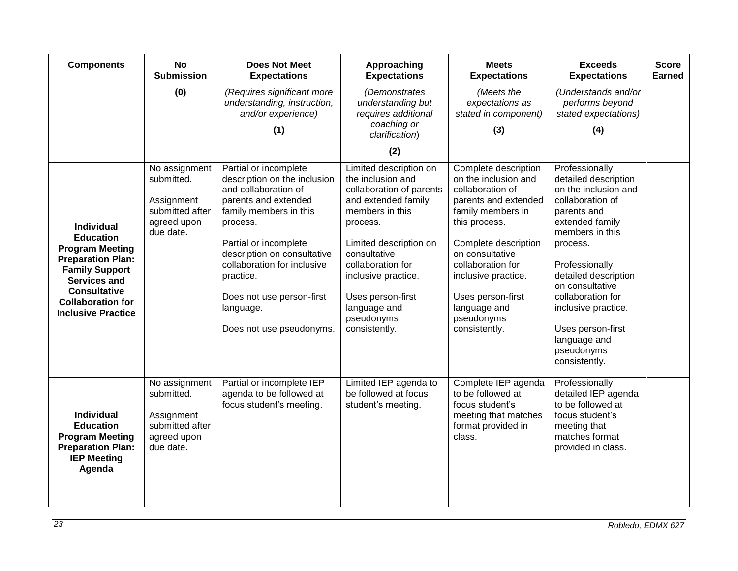| Components | No Submission (0) | Does Not Meet Expectations *(Requires significant more understanding, instruction, and/or experience)* (1) | Approaching Expectations *(Demonstrates understanding but requires additional coaching or clarification)* (2) | Meets Expectations *(Meets the expectations as stated in component)* (3) | Exceeds Expectations *(Understands and/or performs beyond stated expectations)* (4) | Score Earned |
|---|---|---|---|---|---|---|
| **Individual Education Program Meeting Preparation Plan: Family Support Services and Consultative Collaboration for Inclusive Practice** | No assignment submitted.<br><br>Assignment submitted after agreed upon due date. | Partial or incomplete description on the inclusion and collaboration of parents and extended family members in this process.<br><br>Partial or incomplete description on consultative collaboration for inclusive practice.<br><br>Does not use person-first language.<br><br>Does not use pseudonyms. | Limited description on the inclusion and collaboration of parents and extended family members in this process.<br><br>Limited description on consultative collaboration for inclusive practice.<br><br>Uses person-first language and pseudonyms consistently. | Complete description on the inclusion and collaboration of parents and extended family members in this process.<br><br>Complete description on consultative collaboration for inclusive practice.<br><br>Uses person-first language and pseudonyms consistently. | Professionally detailed description on the inclusion and collaboration of parents and extended family members in this process.<br><br>Professionally detailed description on consultative collaboration for inclusive practice.<br><br>Uses person-first language and pseudonyms consistently. | |
| **Individual Education Program Meeting Preparation Plan: IEP Meeting Agenda** | No assignment submitted.<br><br>Assignment submitted after agreed upon due date. | Partial or incomplete IEP agenda to be followed at focus student's meeting. | Limited IEP agenda to be followed at focus student's meeting. | Complete IEP agenda to be followed at focus student's meeting that matches format provided in class. | Professionally detailed IEP agenda to be followed at focus student's meeting that matches format provided in class. | |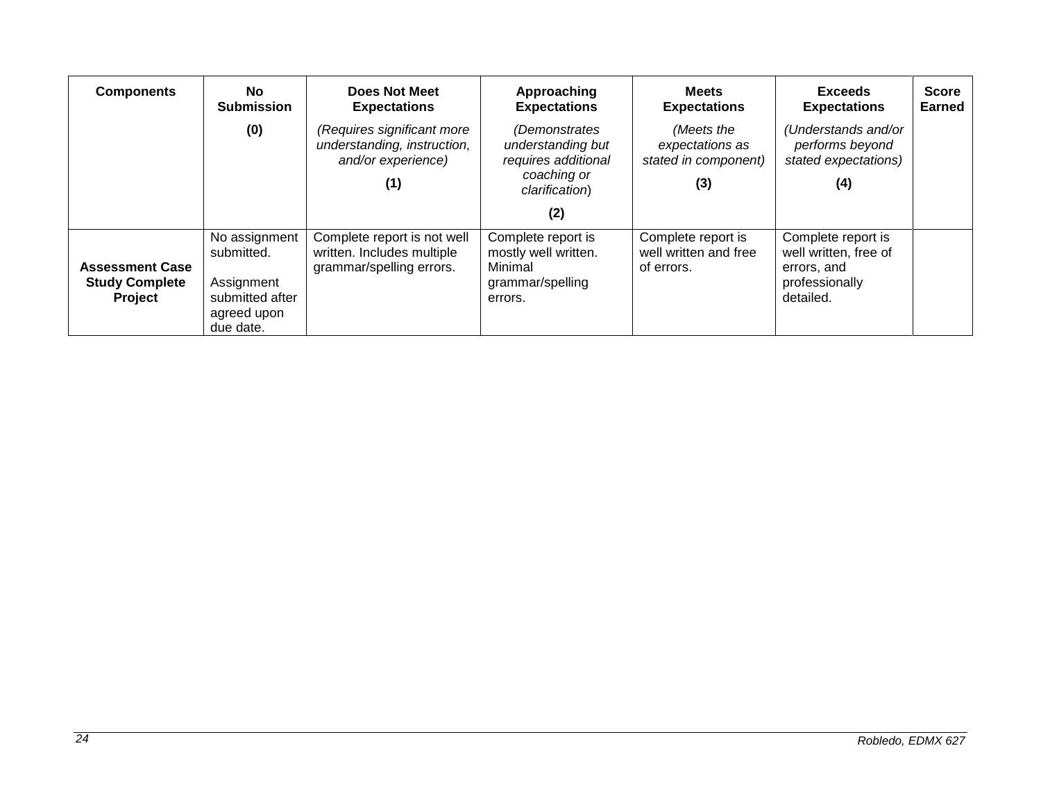| Components | No Submission (0) | Does Not Meet Expectations *(Requires significant more understanding, instruction, and/or experience)* (1) | Approaching Expectations *(Demonstrates understanding but requires additional coaching or clarification)* (2) | Meets Expectations *(Meets the expectations as stated in component)* (3) | Exceeds Expectations *(Understands and/or performs beyond stated expectations)* (4) | Score Earned |
|---|---|---|---|---|---|---|
| **Assessment Case Study Complete Project** | No assignment submitted. Assignment submitted after agreed upon due date. | Complete report is not well written. Includes multiple grammar/spelling errors. | Complete report is mostly well written. Minimal grammar/spelling errors. | Complete report is well written and free of errors. | Complete report is well written, free of errors, and professionally detailed. | |